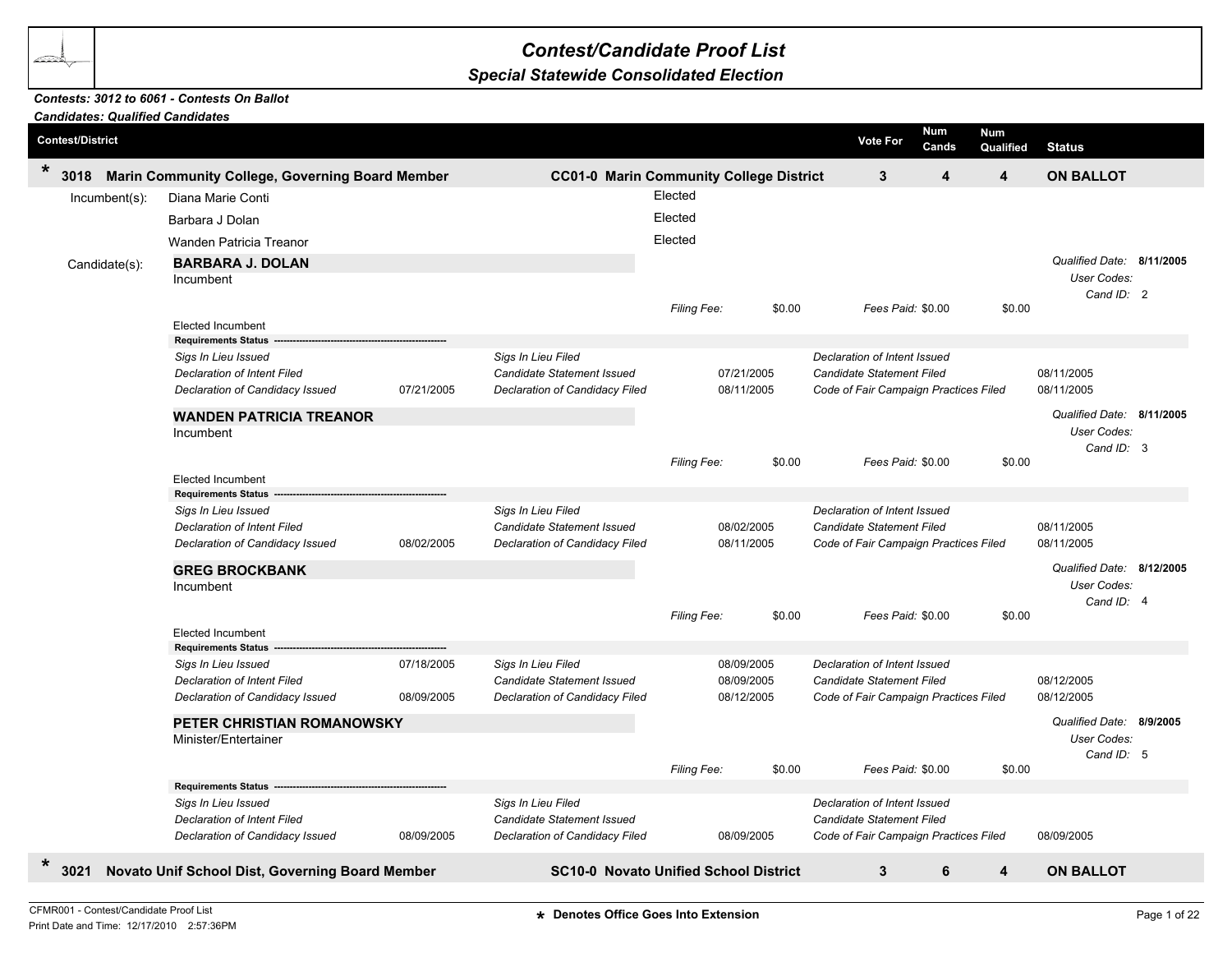# Contest/Candidate Proof List

## Special Statewide Consolidated Election

***Contests: 3012 to 6061 - Contests On Ballot***
***Candidates: Qualified Candidates***

| Contest/District | | Vote For | Num Cands | Num Qualified | Status |
|---|---|---|---|---|---|
| * 3018 Marin Community College, Governing Board Member | CC01-0 Marin Community College District | 3 | 4 | 4 | ON BALLOT |

Incumbent(s):

| Name | |
|---|---|
| Diana Marie Conti | Elected |
| Barbara J Dolan | Elected |
| Wanden Patricia Treanor | Elected |

Candidate(s):

**BARBARA J. DOLAN**
Incumbent

*Filing Fee:* $0.00 *Fees Paid:* $0.00 $0.00

*Qualified Date:* **8/11/2005**
*User Codes:*
*Cand ID:* 2

Elected Incumbent

**Requirements Status**

| | | | | | |
|---|---|---|---|---|---|
| *Sigs In Lieu Issued* | | *Sigs In Lieu Filed* | | *Declaration of Intent Issued* | |
| *Declaration of Intent Filed* | | *Candidate Statement Issued* | 07/21/2005 | *Candidate Statement Filed* | 08/11/2005 |
| *Declaration of Candidacy Issued* | 07/21/2005 | *Declaration of Candidacy Filed* | 08/11/2005 | *Code of Fair Campaign Practices Filed* | 08/11/2005 |

**WANDEN PATRICIA TREANOR**
Incumbent

*Filing Fee:* $0.00 *Fees Paid:* $0.00 $0.00

*Qualified Date:* **8/11/2005**
*User Codes:*
*Cand ID:* 3

Elected Incumbent

**Requirements Status**

| | | | | | |
|---|---|---|---|---|---|
| *Sigs In Lieu Issued* | | *Sigs In Lieu Filed* | | *Declaration of Intent Issued* | |
| *Declaration of Intent Filed* | | *Candidate Statement Issued* | 08/02/2005 | *Candidate Statement Filed* | 08/11/2005 |
| *Declaration of Candidacy Issued* | 08/02/2005 | *Declaration of Candidacy Filed* | 08/11/2005 | *Code of Fair Campaign Practices Filed* | 08/11/2005 |

**GREG BROCKBANK**
Incumbent

*Filing Fee:* $0.00 *Fees Paid:* $0.00 $0.00

*Qualified Date:* **8/12/2005**
*User Codes:*
*Cand ID:* 4

Elected Incumbent

**Requirements Status**

| | | | | | |
|---|---|---|---|---|---|
| *Sigs In Lieu Issued* | 07/18/2005 | *Sigs In Lieu Filed* | 08/09/2005 | *Declaration of Intent Issued* | |
| *Declaration of Intent Filed* | | *Candidate Statement Issued* | 08/09/2005 | *Candidate Statement Filed* | 08/12/2005 |
| *Declaration of Candidacy Issued* | 08/09/2005 | *Declaration of Candidacy Filed* | 08/12/2005 | *Code of Fair Campaign Practices Filed* | 08/12/2005 |

**PETER CHRISTIAN ROMANOWSKY**
Minister/Entertainer

*Filing Fee:* $0.00 *Fees Paid:* $0.00 $0.00

*Qualified Date:* **8/9/2005**
*User Codes:*
*Cand ID:* 5

**Requirements Status**

| | | | | | |
|---|---|---|---|---|---|
| *Sigs In Lieu Issued* | | *Sigs In Lieu Filed* | | *Declaration of Intent Issued* | |
| *Declaration of Intent Filed* | | *Candidate Statement Issued* | | *Candidate Statement Filed* | |
| *Declaration of Candidacy Issued* | 08/09/2005 | *Declaration of Candidacy Filed* | 08/09/2005 | *Code of Fair Campaign Practices Filed* | 08/09/2005 |

| Contest/District | | Vote For | Num Cands | Num Qualified | Status |
|---|---|---|---|---|---|
| * 3021 Novato Unif School Dist, Governing Board Member | SC10-0 Novato Unified School District | 3 | 6 | 4 | ON BALLOT |

\* Denotes Office Goes Into Extension

CFMR001 - Contest/Candidate Proof List
Print Date and Time: 12/17/2010 2:57:36PM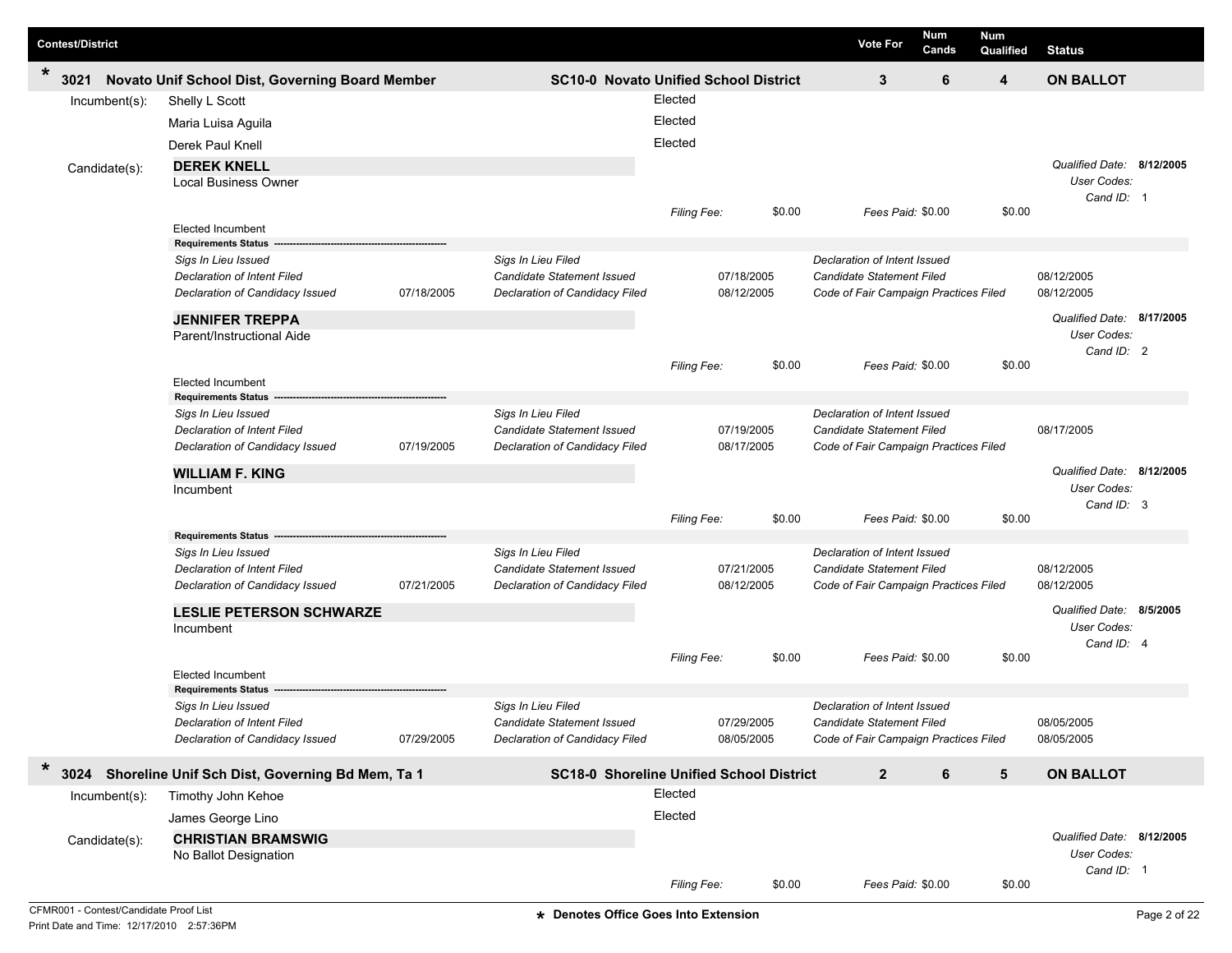| Contest/District | | Vote For | Num Cands | Num Qualified | Status |
|---|---|---|---|---|---|
| * 3021 Novato Unif School Dist, Governing Board Member | SC10-0 Novato Unified School District | 3 | 6 | 4 | ON BALLOT |

Incumbent(s):

| Name | |
|---|---|
| Shelly L Scott | Elected |
| Maria Luisa Aguila | Elected |
| Derek Paul Knell | Elected |

Candidate(s):

**DEREK KNELL**
Local Business Owner

*Qualified Date:* **8/12/2005**
*User Codes:*
*Cand ID:* 1

*Filing Fee:* $0.00 *Fees Paid:* $0.00 $0.00

Elected Incumbent

**Requirements Status**

| | | | | | |
|---|---|---|---|---|---|
| *Sigs In Lieu Issued* | | *Sigs In Lieu Filed* | | *Declaration of Intent Issued* | |
| *Declaration of Intent Filed* | | *Candidate Statement Issued* | 07/18/2005 | *Candidate Statement Filed* | 08/12/2005 |
| *Declaration of Candidacy Issued* | 07/18/2005 | *Declaration of Candidacy Filed* | 08/12/2005 | *Code of Fair Campaign Practices Filed* | 08/12/2005 |

**JENNIFER TREPPA**
Parent/Instructional Aide

*Qualified Date:* **8/17/2005**
*User Codes:*
*Cand ID:* 2

*Filing Fee:* $0.00 *Fees Paid:* $0.00 $0.00

Elected Incumbent

**Requirements Status**

| | | | | | |
|---|---|---|---|---|---|
| *Sigs In Lieu Issued* | | *Sigs In Lieu Filed* | | *Declaration of Intent Issued* | |
| *Declaration of Intent Filed* | | *Candidate Statement Issued* | 07/19/2005 | *Candidate Statement Filed* | 08/17/2005 |
| *Declaration of Candidacy Issued* | 07/19/2005 | *Declaration of Candidacy Filed* | 08/17/2005 | *Code of Fair Campaign Practices Filed* | |

**WILLIAM F. KING**
Incumbent

*Qualified Date:* **8/12/2005**
*User Codes:*
*Cand ID:* 3

*Filing Fee:* $0.00 *Fees Paid:* $0.00 $0.00

**Requirements Status**

| | | | | | |
|---|---|---|---|---|---|
| *Sigs In Lieu Issued* | | *Sigs In Lieu Filed* | | *Declaration of Intent Issued* | |
| *Declaration of Intent Filed* | | *Candidate Statement Issued* | 07/21/2005 | *Candidate Statement Filed* | 08/12/2005 |
| *Declaration of Candidacy Issued* | 07/21/2005 | *Declaration of Candidacy Filed* | 08/12/2005 | *Code of Fair Campaign Practices Filed* | 08/12/2005 |

**LESLIE PETERSON SCHWARZE**
Incumbent

*Qualified Date:* **8/5/2005**
*User Codes:*
*Cand ID:* 4

*Filing Fee:* $0.00 *Fees Paid:* $0.00 $0.00

Elected Incumbent

**Requirements Status**

| | | | | | |
|---|---|---|---|---|---|
| *Sigs In Lieu Issued* | | *Sigs In Lieu Filed* | | *Declaration of Intent Issued* | |
| *Declaration of Intent Filed* | | *Candidate Statement Issued* | 07/29/2005 | *Candidate Statement Filed* | 08/05/2005 |
| *Declaration of Candidacy Issued* | 07/29/2005 | *Declaration of Candidacy Filed* | 08/05/2005 | *Code of Fair Campaign Practices Filed* | 08/05/2005 |

| Contest/District | | Vote For | Num Cands | Num Qualified | Status |
|---|---|---|---|---|---|
| * 3024 Shoreline Unif Sch Dist, Governing Bd Mem, Ta 1 | SC18-0 Shoreline Unified School District | 2 | 6 | 5 | ON BALLOT |

Incumbent(s):

| Name | |
|---|---|
| Timothy John Kehoe | Elected |
| James George Lino | Elected |

Candidate(s):

**CHRISTIAN BRAMSWIG**
No Ballot Designation

*Qualified Date:* **8/12/2005**
*User Codes:*
*Cand ID:* 1

*Filing Fee:* $0.00 *Fees Paid:* $0.00 $0.00

CFMR001 - Contest/Candidate Proof List
Print Date and Time: 12/17/2010 2:57:36PM

\* Denotes Office Goes Into Extension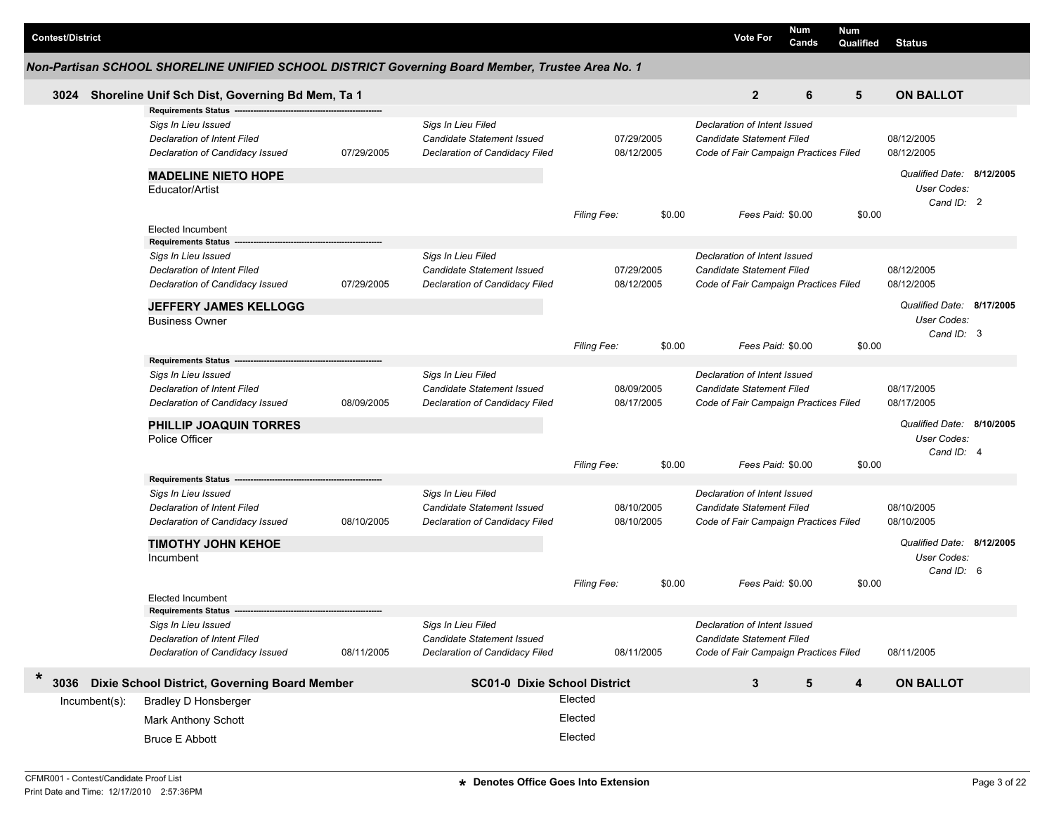| Contest/District | Vote For | Num Cands | Num Qualified | Status |
|---|---|---|---|---|

## *Non-Partisan SCHOOL SHORELINE UNIFIED SCHOOL DISTRICT Governing Board Member, Trustee Area No. 1*

### 3024 Shoreline Unif Sch Dist, Governing Bd Mem, Ta 1

| Vote For | Num Cands | Num Qualified | Status |
|---|---|---|---|
| 2 | 6 | 5 | ON BALLOT |

**Requirements Status**

| | | | | | |
|---|---|---|---|---|---|
| *Sigs In Lieu Issued* | | *Sigs In Lieu Filed* | | *Declaration of Intent Issued* | |
| *Declaration of Intent Filed* | | *Candidate Statement Issued* | 07/29/2005 | *Candidate Statement Filed* | 08/12/2005 |
| *Declaration of Candidacy Issued* | 07/29/2005 | *Declaration of Candidacy Filed* | 08/12/2005 | *Code of Fair Campaign Practices Filed* | 08/12/2005 |

**MADELINE NIETO HOPE**
Educator/Artist

*Qualified Date:* **8/12/2005**
*User Codes:*
*Cand ID:* 2

*Filing Fee:* $0.00 *Fees Paid:* $0.00 $0.00

Elected Incumbent

**Requirements Status**

| | | | | | |
|---|---|---|---|---|---|
| *Sigs In Lieu Issued* | | *Sigs In Lieu Filed* | | *Declaration of Intent Issued* | |
| *Declaration of Intent Filed* | | *Candidate Statement Issued* | 07/29/2005 | *Candidate Statement Filed* | 08/12/2005 |
| *Declaration of Candidacy Issued* | 07/29/2005 | *Declaration of Candidacy Filed* | 08/12/2005 | *Code of Fair Campaign Practices Filed* | 08/12/2005 |

**JEFFERY JAMES KELLOGG**
Business Owner

*Qualified Date:* **8/17/2005**
*User Codes:*
*Cand ID:* 3

*Filing Fee:* $0.00 *Fees Paid:* $0.00 $0.00

**Requirements Status**

| | | | | | |
|---|---|---|---|---|---|
| *Sigs In Lieu Issued* | | *Sigs In Lieu Filed* | | *Declaration of Intent Issued* | |
| *Declaration of Intent Filed* | | *Candidate Statement Issued* | 08/09/2005 | *Candidate Statement Filed* | 08/17/2005 |
| *Declaration of Candidacy Issued* | 08/09/2005 | *Declaration of Candidacy Filed* | 08/17/2005 | *Code of Fair Campaign Practices Filed* | 08/17/2005 |

**PHILLIP JOAQUIN TORRES**
Police Officer

*Qualified Date:* **8/10/2005**
*User Codes:*
*Cand ID:* 4

*Filing Fee:* $0.00 *Fees Paid:* $0.00 $0.00

**Requirements Status**

| | | | | | |
|---|---|---|---|---|---|
| *Sigs In Lieu Issued* | | *Sigs In Lieu Filed* | | *Declaration of Intent Issued* | |
| *Declaration of Intent Filed* | | *Candidate Statement Issued* | 08/10/2005 | *Candidate Statement Filed* | 08/10/2005 |
| *Declaration of Candidacy Issued* | 08/10/2005 | *Declaration of Candidacy Filed* | 08/10/2005 | *Code of Fair Campaign Practices Filed* | 08/10/2005 |

**TIMOTHY JOHN KEHOE**
Incumbent

*Qualified Date:* **8/12/2005**
*User Codes:*
*Cand ID:* 6

*Filing Fee:* $0.00 *Fees Paid:* $0.00 $0.00

Elected Incumbent

**Requirements Status**

| | | | | | |
|---|---|---|---|---|---|
| *Sigs In Lieu Issued* | | *Sigs In Lieu Filed* | | *Declaration of Intent Issued* | |
| *Declaration of Intent Filed* | | *Candidate Statement Issued* | | *Candidate Statement Filed* | |
| *Declaration of Candidacy Issued* | 08/11/2005 | *Declaration of Candidacy Filed* | 08/11/2005 | *Code of Fair Campaign Practices Filed* | 08/11/2005 |

### * 3036 Dixie School District, Governing Board Member — SC01-0 Dixie School District

| Vote For | Num Cands | Num Qualified | Status |
|---|---|---|---|
| 3 | 5 | 4 | ON BALLOT |

Incumbent(s):

| Name | Status |
|---|---|
| Bradley D Honsberger | Elected |
| Mark Anthony Schott | Elected |
| Bruce E Abbott | Elected |

CFMR001 - Contest/Candidate Proof List
Print Date and Time: 12/17/2010 2:57:36PM

* Denotes Office Goes Into Extension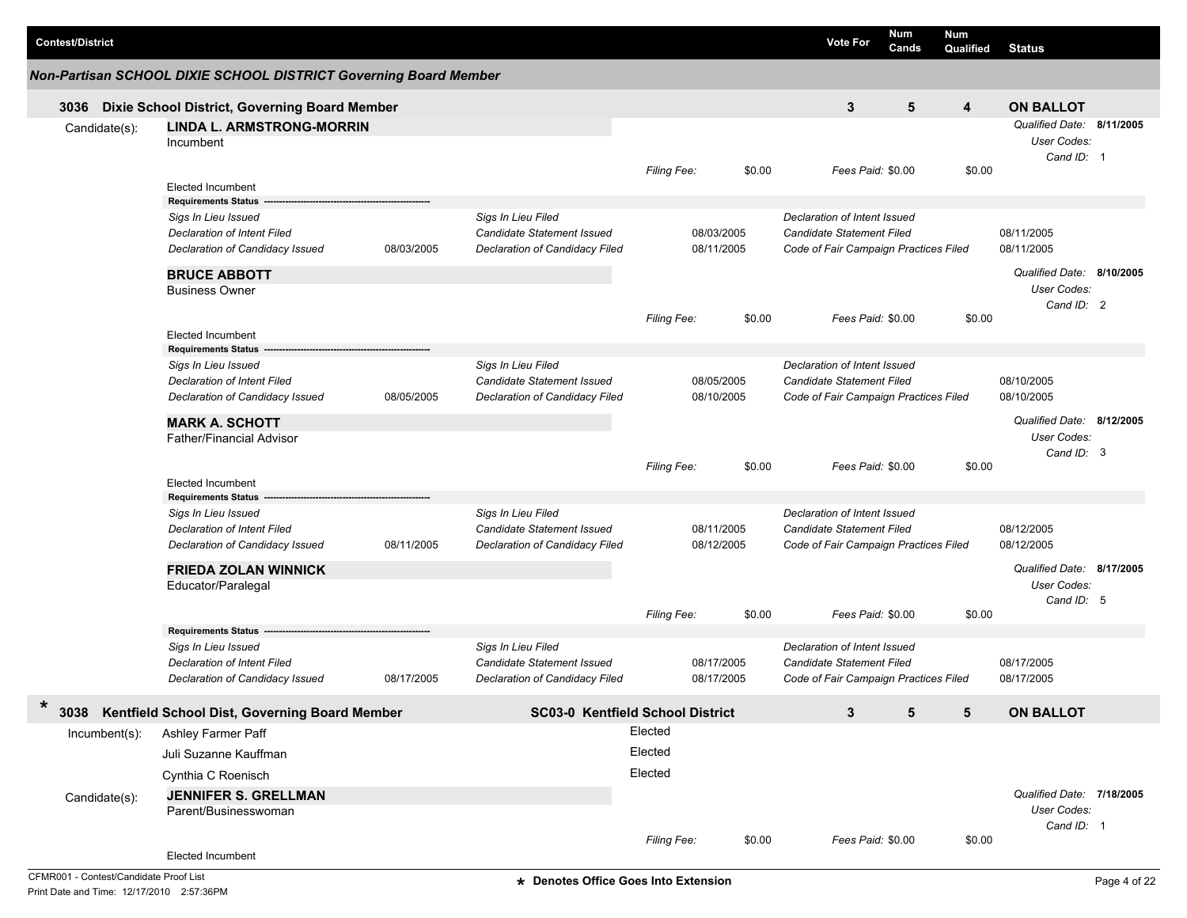| Contest/District | Vote For | Num Cands | Num Qualified | Status |
|---|---|---|---|---|

## Non-Partisan SCHOOL DIXIE SCHOOL DISTRICT Governing Board Member

| Contest/District | Vote For | Num Cands | Num Qualified | Status |
|---|---|---|---|---|
| **3036 Dixie School District, Governing Board Member** | **3** | **5** | **4** | **ON BALLOT** |

Candidate(s):

**LINDA L. ARMSTRONG-MORRIN**
Incumbent

*Qualified Date:* **8/11/2005**
*User Codes:*
*Cand ID:* 1

*Filing Fee:* $0.00 *Fees Paid:* $0.00 $0.00

Elected Incumbent

**Requirements Status**

| | | | | | |
|---|---|---|---|---|---|
| *Sigs In Lieu Issued* | | *Sigs In Lieu Filed* | | *Declaration of Intent Issued* | |
| *Declaration of Intent Filed* | | *Candidate Statement Issued* | 08/03/2005 | *Candidate Statement Filed* | 08/11/2005 |
| *Declaration of Candidacy Issued* | 08/03/2005 | *Declaration of Candidacy Filed* | 08/11/2005 | *Code of Fair Campaign Practices Filed* | 08/11/2005 |

**BRUCE ABBOTT**
Business Owner

*Qualified Date:* **8/10/2005**
*User Codes:*
*Cand ID:* 2

*Filing Fee:* $0.00 *Fees Paid:* $0.00 $0.00

Elected Incumbent

**Requirements Status**

| | | | | | |
|---|---|---|---|---|---|
| *Sigs In Lieu Issued* | | *Sigs In Lieu Filed* | | *Declaration of Intent Issued* | |
| *Declaration of Intent Filed* | | *Candidate Statement Issued* | 08/05/2005 | *Candidate Statement Filed* | 08/10/2005 |
| *Declaration of Candidacy Issued* | 08/05/2005 | *Declaration of Candidacy Filed* | 08/10/2005 | *Code of Fair Campaign Practices Filed* | 08/10/2005 |

**MARK A. SCHOTT**
Father/Financial Advisor

*Qualified Date:* **8/12/2005**
*User Codes:*
*Cand ID:* 3

*Filing Fee:* $0.00 *Fees Paid:* $0.00 $0.00

Elected Incumbent

**Requirements Status**

| | | | | | |
|---|---|---|---|---|---|
| *Sigs In Lieu Issued* | | *Sigs In Lieu Filed* | | *Declaration of Intent Issued* | |
| *Declaration of Intent Filed* | | *Candidate Statement Issued* | 08/11/2005 | *Candidate Statement Filed* | 08/12/2005 |
| *Declaration of Candidacy Issued* | 08/11/2005 | *Declaration of Candidacy Filed* | 08/12/2005 | *Code of Fair Campaign Practices Filed* | 08/12/2005 |

**FRIEDA ZOLAN WINNICK**
Educator/Paralegal

*Qualified Date:* **8/17/2005**
*User Codes:*
*Cand ID:* 5

*Filing Fee:* $0.00 *Fees Paid:* $0.00 $0.00

**Requirements Status**

| | | | | | |
|---|---|---|---|---|---|
| *Sigs In Lieu Issued* | | *Sigs In Lieu Filed* | | *Declaration of Intent Issued* | |
| *Declaration of Intent Filed* | | *Candidate Statement Issued* | 08/17/2005 | *Candidate Statement Filed* | 08/17/2005 |
| *Declaration of Candidacy Issued* | 08/17/2005 | *Declaration of Candidacy Filed* | 08/17/2005 | *Code of Fair Campaign Practices Filed* | 08/17/2005 |

| Contest/District | | Vote For | Num Cands | Num Qualified | Status |
|---|---|---|---|---|---|
| * **3038 Kentfield School Dist, Governing Board Member** | **SC03-0 Kentfield School District** | **3** | **5** | **5** | **ON BALLOT** |

Incumbent(s):

| | |
|---|---|
| Ashley Farmer Paff | Elected |
| Juli Suzanne Kauffman | Elected |
| Cynthia C Roenisch | Elected |

Candidate(s):

**JENNIFER S. GRELLMAN**
Parent/Businesswoman

*Qualified Date:* **7/18/2005**
*User Codes:*
*Cand ID:* 1

*Filing Fee:* $0.00 *Fees Paid:* $0.00 $0.00

Elected Incumbent

CFMR001 - Contest/Candidate Proof List
Print Date and Time: 12/17/2010 2:57:36PM

* Denotes Office Goes Into Extension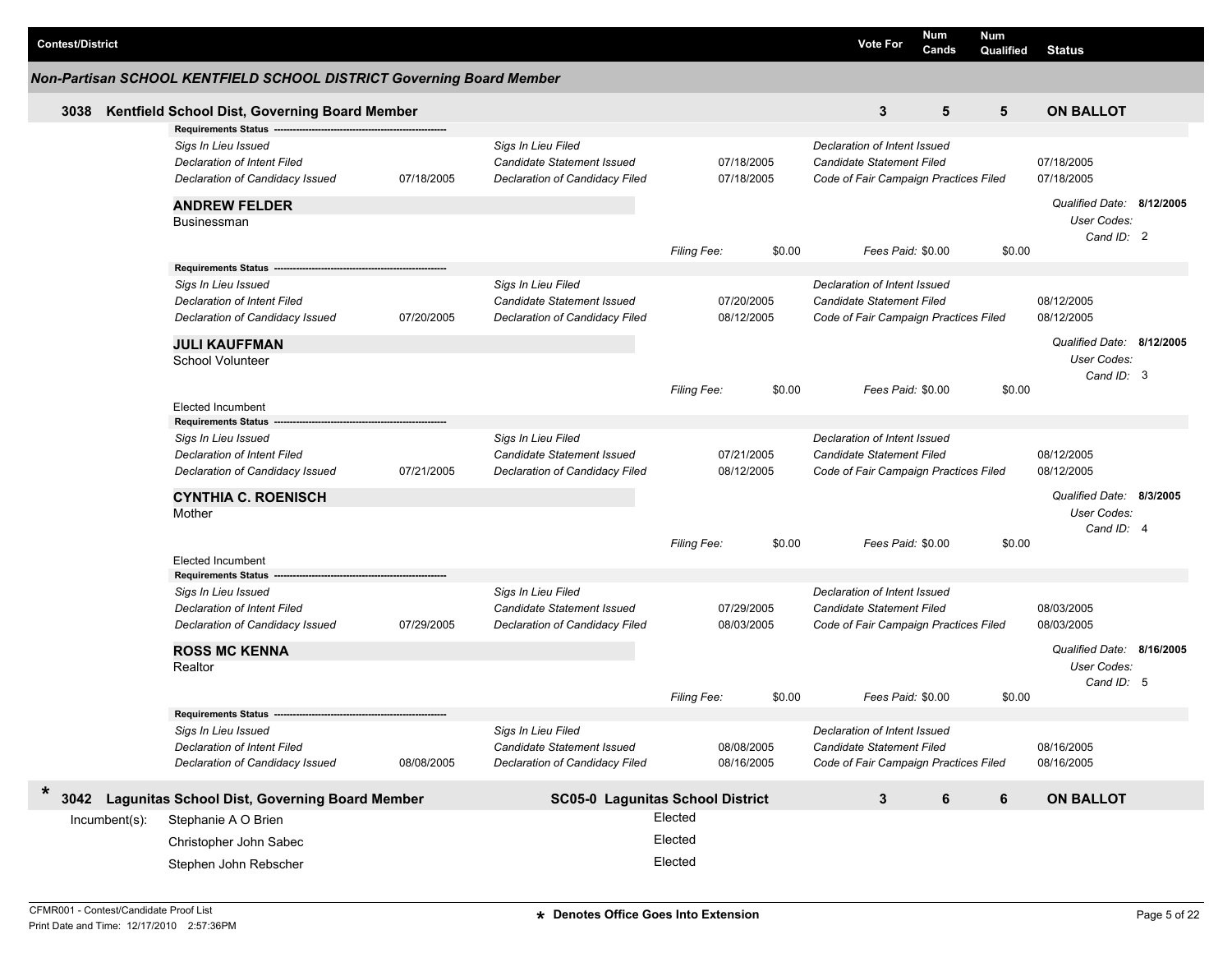| Contest/District | Vote For | Num Cands | Num Qualified | Status |
|---|---|---|---|---|

## Non-Partisan SCHOOL KENTFIELD SCHOOL DISTRICT Governing Board Member

| 3038 Kentfield School Dist, Governing Board Member | 3 | 5 | 5 | ON BALLOT |
|---|---|---|---|---|

**Requirements Status**

| | | | | | |
|---|---|---|---|---|---|
| *Sigs In Lieu Issued* | | *Sigs In Lieu Filed* | | *Declaration of Intent Issued* | |
| *Declaration of Intent Filed* | | *Candidate Statement Issued* | 07/18/2005 | *Candidate Statement Filed* | 07/18/2005 |
| *Declaration of Candidacy Issued* | 07/18/2005 | *Declaration of Candidacy Filed* | 07/18/2005 | *Code of Fair Campaign Practices Filed* | 07/18/2005 |

**ANDREW FELDER**
Businessman

*Qualified Date:* **8/12/2005**
*User Codes:*
*Cand ID:* 2

*Filing Fee:* $0.00 *Fees Paid:* $0.00 $0.00

**Requirements Status**

| | | | | | |
|---|---|---|---|---|---|
| *Sigs In Lieu Issued* | | *Sigs In Lieu Filed* | | *Declaration of Intent Issued* | |
| *Declaration of Intent Filed* | | *Candidate Statement Issued* | 07/20/2005 | *Candidate Statement Filed* | 08/12/2005 |
| *Declaration of Candidacy Issued* | 07/20/2005 | *Declaration of Candidacy Filed* | 08/12/2005 | *Code of Fair Campaign Practices Filed* | 08/12/2005 |

**JULI KAUFFMAN**
School Volunteer

*Qualified Date:* **8/12/2005**
*User Codes:*
*Cand ID:* 3

*Filing Fee:* $0.00 *Fees Paid:* $0.00 $0.00

Elected Incumbent

**Requirements Status**

| | | | | | |
|---|---|---|---|---|---|
| *Sigs In Lieu Issued* | | *Sigs In Lieu Filed* | | *Declaration of Intent Issued* | |
| *Declaration of Intent Filed* | | *Candidate Statement Issued* | 07/21/2005 | *Candidate Statement Filed* | 08/12/2005 |
| *Declaration of Candidacy Issued* | 07/21/2005 | *Declaration of Candidacy Filed* | 08/12/2005 | *Code of Fair Campaign Practices Filed* | 08/12/2005 |

**CYNTHIA C. ROENISCH**
Mother

*Qualified Date:* **8/3/2005**
*User Codes:*
*Cand ID:* 4

*Filing Fee:* $0.00 *Fees Paid:* $0.00 $0.00

Elected Incumbent

**Requirements Status**

| | | | | | |
|---|---|---|---|---|---|
| *Sigs In Lieu Issued* | | *Sigs In Lieu Filed* | | *Declaration of Intent Issued* | |
| *Declaration of Intent Filed* | | *Candidate Statement Issued* | 07/29/2005 | *Candidate Statement Filed* | 08/03/2005 |
| *Declaration of Candidacy Issued* | 07/29/2005 | *Declaration of Candidacy Filed* | 08/03/2005 | *Code of Fair Campaign Practices Filed* | 08/03/2005 |

**ROSS MC KENNA**
Realtor

*Qualified Date:* **8/16/2005**
*User Codes:*
*Cand ID:* 5

*Filing Fee:* $0.00 *Fees Paid:* $0.00 $0.00

**Requirements Status**

| | | | | | |
|---|---|---|---|---|---|
| *Sigs In Lieu Issued* | | *Sigs In Lieu Filed* | | *Declaration of Intent Issued* | |
| *Declaration of Intent Filed* | | *Candidate Statement Issued* | 08/08/2005 | *Candidate Statement Filed* | 08/16/2005 |
| *Declaration of Candidacy Issued* | 08/08/2005 | *Declaration of Candidacy Filed* | 08/16/2005 | *Code of Fair Campaign Practices Filed* | 08/16/2005 |

| * 3042 Lagunitas School Dist, Governing Board Member | SC05-0 Lagunitas School District | 3 | 6 | 6 | ON BALLOT |
|---|---|---|---|---|---|

| Incumbent(s): | | |
|---|---|---|
| | Stephanie A O Brien | Elected |
| | Christopher John Sabec | Elected |
| | Stephen John Rebscher | Elected |

CFMR001 - Contest/Candidate Proof List
Print Date and Time: 12/17/2010 2:57:36PM

* Denotes Office Goes Into Extension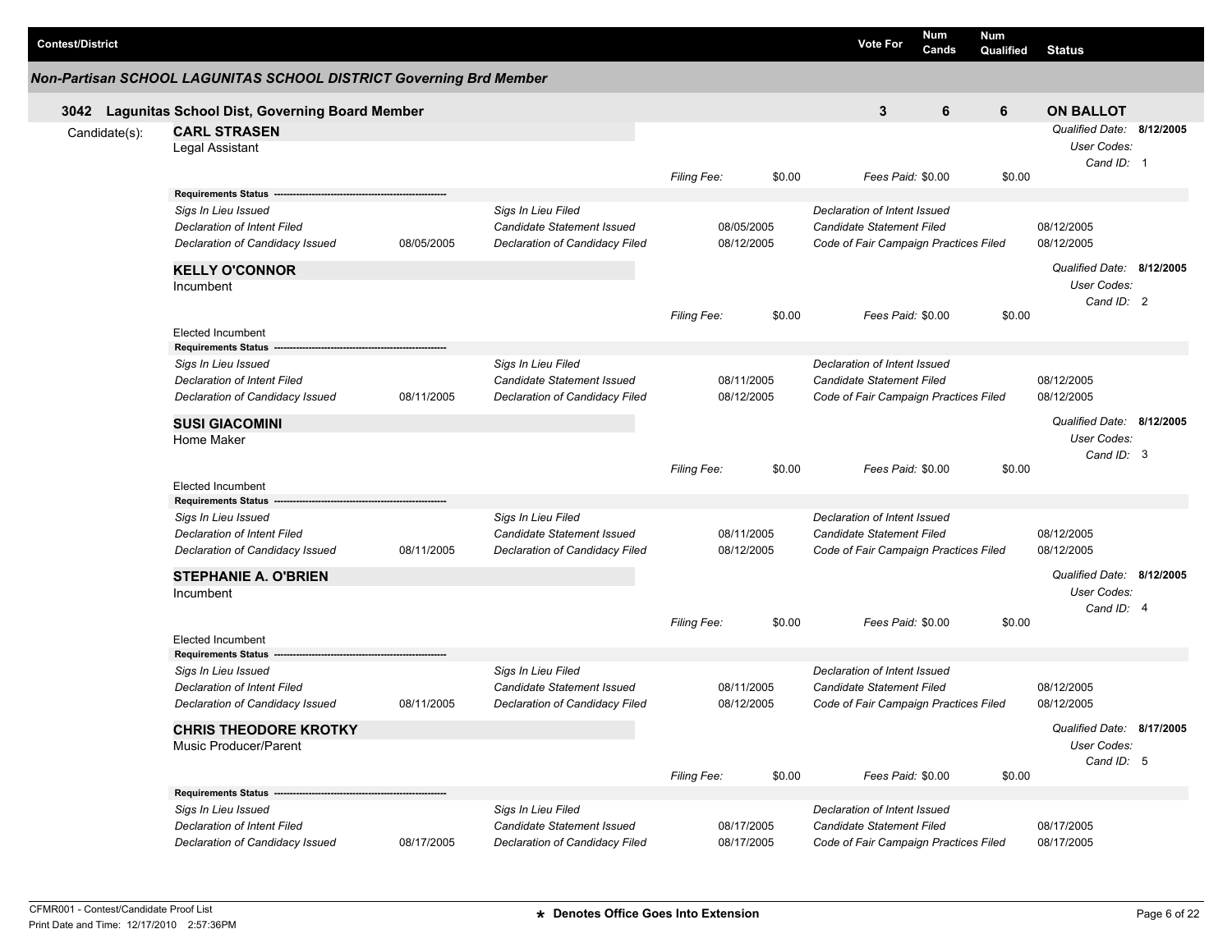| Contest/District | Vote For | Num Cands | Num Qualified | Status |
|---|---|---|---|---|

## Non-Partisan SCHOOL LAGUNITAS SCHOOL DISTRICT Governing Brd Member

| Contest/District | Vote For | Num Cands | Num Qualified | Status |
|---|---|---|---|---|
| **3042 Lagunitas School Dist, Governing Board Member** | **3** | **6** | **6** | **ON BALLOT** |

Candidate(s):

**CARL STRASEN**
Legal Assistant

*Qualified Date:* **8/12/2005**
*User Codes:*
*Cand ID:* 1

*Filing Fee:* $0.00 *Fees Paid:* $0.00 $0.00

**Requirements Status**

| | | | | | |
|---|---|---|---|---|---|
| *Sigs In Lieu Issued* | | *Sigs In Lieu Filed* | | *Declaration of Intent Issued* | |
| *Declaration of Intent Filed* | | *Candidate Statement Issued* | 08/05/2005 | *Candidate Statement Filed* | 08/12/2005 |
| *Declaration of Candidacy Issued* | 08/05/2005 | *Declaration of Candidacy Filed* | 08/12/2005 | *Code of Fair Campaign Practices Filed* | 08/12/2005 |

**KELLY O'CONNOR**
Incumbent

*Qualified Date:* **8/12/2005**
*User Codes:*
*Cand ID:* 2

*Filing Fee:* $0.00 *Fees Paid:* $0.00 $0.00

Elected Incumbent

**Requirements Status**

| | | | | | |
|---|---|---|---|---|---|
| *Sigs In Lieu Issued* | | *Sigs In Lieu Filed* | | *Declaration of Intent Issued* | |
| *Declaration of Intent Filed* | | *Candidate Statement Issued* | 08/11/2005 | *Candidate Statement Filed* | 08/12/2005 |
| *Declaration of Candidacy Issued* | 08/11/2005 | *Declaration of Candidacy Filed* | 08/12/2005 | *Code of Fair Campaign Practices Filed* | 08/12/2005 |

**SUSI GIACOMINI**
Home Maker

*Qualified Date:* **8/12/2005**
*User Codes:*
*Cand ID:* 3

*Filing Fee:* $0.00 *Fees Paid:* $0.00 $0.00

Elected Incumbent

**Requirements Status**

| | | | | | |
|---|---|---|---|---|---|
| *Sigs In Lieu Issued* | | *Sigs In Lieu Filed* | | *Declaration of Intent Issued* | |
| *Declaration of Intent Filed* | | *Candidate Statement Issued* | 08/11/2005 | *Candidate Statement Filed* | 08/12/2005 |
| *Declaration of Candidacy Issued* | 08/11/2005 | *Declaration of Candidacy Filed* | 08/12/2005 | *Code of Fair Campaign Practices Filed* | 08/12/2005 |

**STEPHANIE A. O'BRIEN**
Incumbent

*Qualified Date:* **8/12/2005**
*User Codes:*
*Cand ID:* 4

*Filing Fee:* $0.00 *Fees Paid:* $0.00 $0.00

Elected Incumbent

**Requirements Status**

| | | | | | |
|---|---|---|---|---|---|
| *Sigs In Lieu Issued* | | *Sigs In Lieu Filed* | | *Declaration of Intent Issued* | |
| *Declaration of Intent Filed* | | *Candidate Statement Issued* | 08/11/2005 | *Candidate Statement Filed* | 08/12/2005 |
| *Declaration of Candidacy Issued* | 08/11/2005 | *Declaration of Candidacy Filed* | 08/12/2005 | *Code of Fair Campaign Practices Filed* | 08/12/2005 |

**CHRIS THEODORE KROTKY**
Music Producer/Parent

*Qualified Date:* **8/17/2005**
*User Codes:*
*Cand ID:* 5

*Filing Fee:* $0.00 *Fees Paid:* $0.00 $0.00

**Requirements Status**

| | | | | | |
|---|---|---|---|---|---|
| *Sigs In Lieu Issued* | | *Sigs In Lieu Filed* | | *Declaration of Intent Issued* | |
| *Declaration of Intent Filed* | | *Candidate Statement Issued* | 08/17/2005 | *Candidate Statement Filed* | 08/17/2005 |
| *Declaration of Candidacy Issued* | 08/17/2005 | *Declaration of Candidacy Filed* | 08/17/2005 | *Code of Fair Campaign Practices Filed* | 08/17/2005 |

CFMR001 - Contest/Candidate Proof List
Print Date and Time: 12/17/2010 2:57:36PM

**\* Denotes Office Goes Into Extension**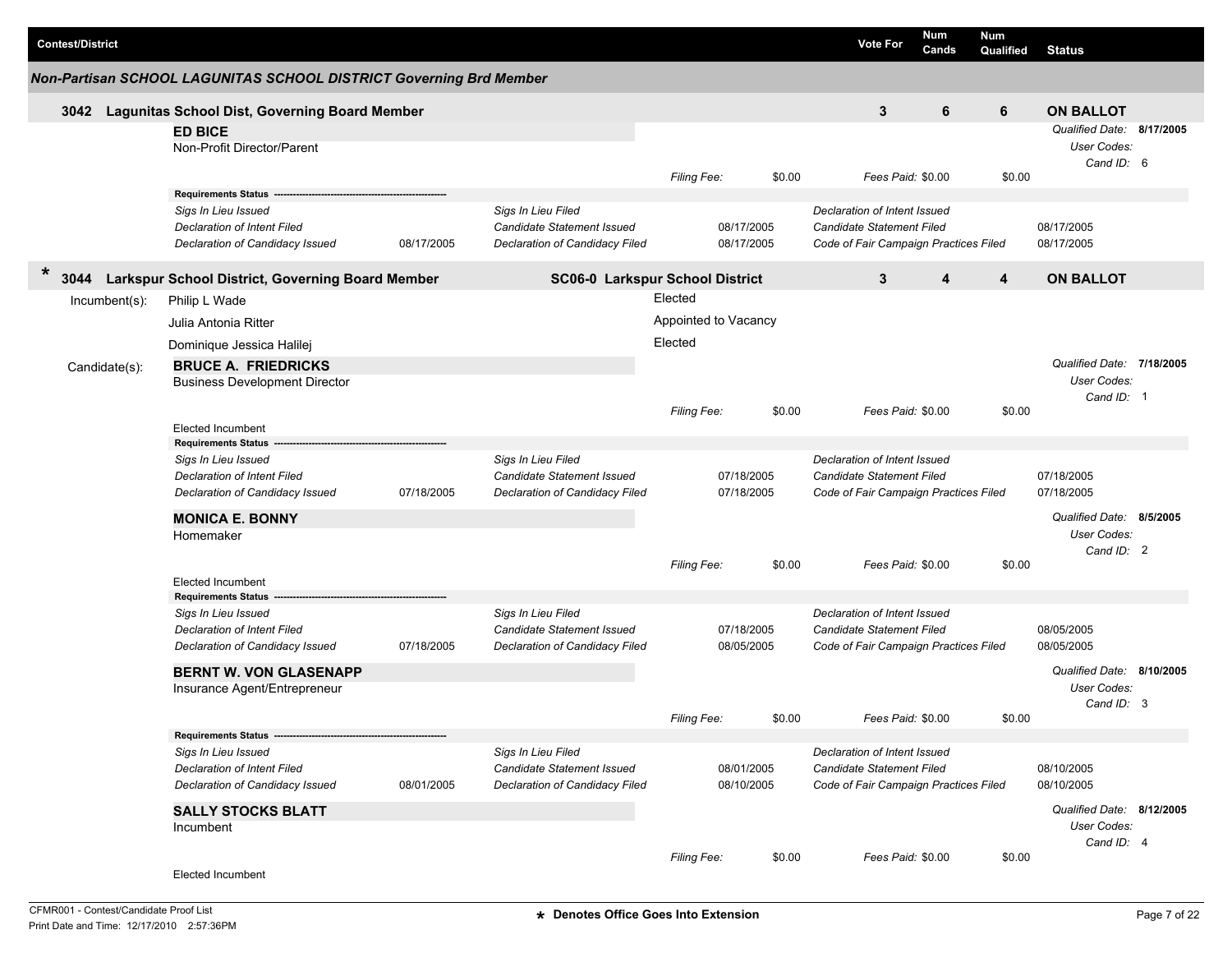| Contest/District | Vote For | Num Cands | Num Qualified | Status |
|---|---|---|---|---|

## Non-Partisan SCHOOL LAGUNITAS SCHOOL DISTRICT Governing Brd Member

### 3042 Lagunitas School Dist, Governing Board Member

Vote For: 3 | Num Cands: 6 | Num Qualified: 6 | **ON BALLOT**

**ED BICE**
Non-Profit Director/Parent

*Qualified Date:* **8/17/2005**
*User Codes:*
*Cand ID:* 6

*Filing Fee:* $0.00 *Fees Paid:* $0.00 $0.00

**Requirements Status**

| | | | | | |
|---|---|---|---|---|---|
| *Sigs In Lieu Issued* | | *Sigs In Lieu Filed* | | *Declaration of Intent Issued* | |
| *Declaration of Intent Filed* | | *Candidate Statement Issued* | 08/17/2005 | *Candidate Statement Filed* | 08/17/2005 |
| *Declaration of Candidacy Issued* | 08/17/2005 | *Declaration of Candidacy Filed* | 08/17/2005 | *Code of Fair Campaign Practices Filed* | 08/17/2005 |

### * 3044 Larkspur School District, Governing Board Member — SC06-0 Larkspur School District

Vote For: 3 | Num Cands: 4 | Num Qualified: 4 | **ON BALLOT**

Incumbent(s):

| | |
|---|---|
| Philip L Wade | Elected |
| Julia Antonia Ritter | Appointed to Vacancy |
| Dominique Jessica Halilej | Elected |

Candidate(s):

**BRUCE A. FRIEDRICKS**
Business Development Director

*Qualified Date:* **7/18/2005**
*User Codes:*
*Cand ID:* 1

*Filing Fee:* $0.00 *Fees Paid:* $0.00 $0.00

Elected Incumbent

**Requirements Status**

| | | | | | |
|---|---|---|---|---|---|
| *Sigs In Lieu Issued* | | *Sigs In Lieu Filed* | | *Declaration of Intent Issued* | |
| *Declaration of Intent Filed* | | *Candidate Statement Issued* | 07/18/2005 | *Candidate Statement Filed* | 07/18/2005 |
| *Declaration of Candidacy Issued* | 07/18/2005 | *Declaration of Candidacy Filed* | 07/18/2005 | *Code of Fair Campaign Practices Filed* | 07/18/2005 |

**MONICA E. BONNY**
Homemaker

*Qualified Date:* **8/5/2005**
*User Codes:*
*Cand ID:* 2

*Filing Fee:* $0.00 *Fees Paid:* $0.00 $0.00

Elected Incumbent

**Requirements Status**

| | | | | | |
|---|---|---|---|---|---|
| *Sigs In Lieu Issued* | | *Sigs In Lieu Filed* | | *Declaration of Intent Issued* | |
| *Declaration of Intent Filed* | | *Candidate Statement Issued* | 07/18/2005 | *Candidate Statement Filed* | 08/05/2005 |
| *Declaration of Candidacy Issued* | 07/18/2005 | *Declaration of Candidacy Filed* | 08/05/2005 | *Code of Fair Campaign Practices Filed* | 08/05/2005 |

**BERNT W. VON GLASENAPP**
Insurance Agent/Entrepreneur

*Qualified Date:* **8/10/2005**
*User Codes:*
*Cand ID:* 3

*Filing Fee:* $0.00 *Fees Paid:* $0.00 $0.00

**Requirements Status**

| | | | | | |
|---|---|---|---|---|---|
| *Sigs In Lieu Issued* | | *Sigs In Lieu Filed* | | *Declaration of Intent Issued* | |
| *Declaration of Intent Filed* | | *Candidate Statement Issued* | 08/01/2005 | *Candidate Statement Filed* | 08/10/2005 |
| *Declaration of Candidacy Issued* | 08/01/2005 | *Declaration of Candidacy Filed* | 08/10/2005 | *Code of Fair Campaign Practices Filed* | 08/10/2005 |

**SALLY STOCKS BLATT**
Incumbent

*Qualified Date:* **8/12/2005**
*User Codes:*
*Cand ID:* 4

*Filing Fee:* $0.00 *Fees Paid:* $0.00 $0.00

Elected Incumbent

CFMR001 - Contest/Candidate Proof List
Print Date and Time: 12/17/2010 2:57:36PM

\* Denotes Office Goes Into Extension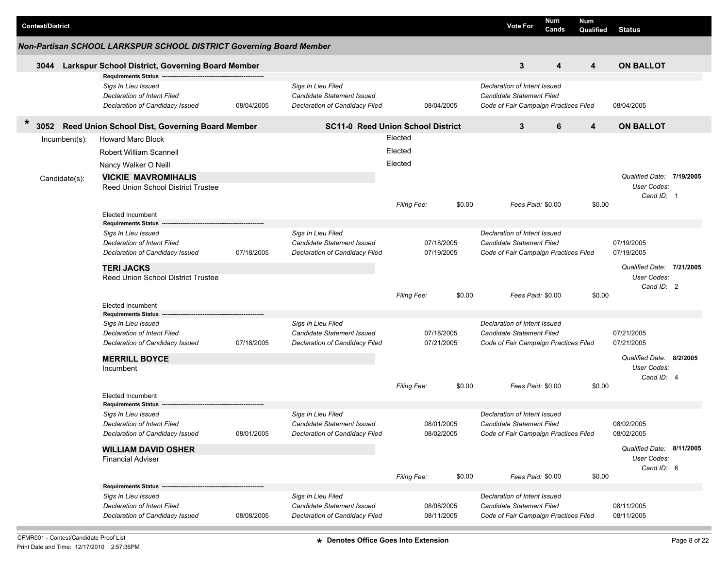| Contest/District | Vote For | Num Cands | Num Qualified | Status |
|---|---|---|---|---|

### Non-Partisan SCHOOL LARKSPUR SCHOOL DISTRICT Governing Board Member

| | Vote For | Num Cands | Num Qualified | Status |
|---|---|---|---|---|
| **3044 Larkspur School District, Governing Board Member** | **3** | **4** | **4** | **ON BALLOT** |

**Requirements Status**

| | | | | | |
|---|---|---|---|---|---|
| *Sigs In Lieu Issued* | | *Sigs In Lieu Filed* | | *Declaration of Intent Issued* | |
| *Declaration of Intent Filed* | | *Candidate Statement Issued* | | *Candidate Statement Filed* | |
| *Declaration of Candidacy Issued* | 08/04/2005 | *Declaration of Candidacy Filed* | 08/04/2005 | *Code of Fair Campaign Practices Filed* | 08/04/2005 |

| | | Vote For | Num Cands | Num Qualified | Status |
|---|---|---|---|---|---|
| * **3052 Reed Union School Dist, Governing Board Member** | **SC11-0 Reed Union School District** | **3** | **6** | **4** | **ON BALLOT** |

Incumbent(s):

| | |
|---|---|
| Howard Marc Block | Elected |
| Robert William Scannell | Elected |
| Nancy Walker O Neill | Elected |

Candidate(s):

**VICKIE MAVROMIHALIS**
Reed Union School District Trustee

*Qualified Date:* **7/19/2005**
*User Codes:*
*Cand ID:* 1

*Filing Fee:* $0.00 *Fees Paid:* $0.00 $0.00

Elected Incumbent

**Requirements Status**

| | | | | | |
|---|---|---|---|---|---|
| *Sigs In Lieu Issued* | | *Sigs In Lieu Filed* | | *Declaration of Intent Issued* | |
| *Declaration of Intent Filed* | | *Candidate Statement Issued* | 07/18/2005 | *Candidate Statement Filed* | 07/19/2005 |
| *Declaration of Candidacy Issued* | 07/18/2005 | *Declaration of Candidacy Filed* | 07/19/2005 | *Code of Fair Campaign Practices Filed* | 07/19/2005 |

**TERI JACKS**
Reed Union School District Trustee

*Qualified Date:* **7/21/2005**
*User Codes:*
*Cand ID:* 2

*Filing Fee:* $0.00 *Fees Paid:* $0.00 $0.00

Elected Incumbent

**Requirements Status**

| | | | | | |
|---|---|---|---|---|---|
| *Sigs In Lieu Issued* | | *Sigs In Lieu Filed* | | *Declaration of Intent Issued* | |
| *Declaration of Intent Filed* | | *Candidate Statement Issued* | 07/18/2005 | *Candidate Statement Filed* | 07/21/2005 |
| *Declaration of Candidacy Issued* | 07/18/2005 | *Declaration of Candidacy Filed* | 07/21/2005 | *Code of Fair Campaign Practices Filed* | 07/21/2005 |

**MERRILL BOYCE**
Incumbent

*Qualified Date:* **8/2/2005**
*User Codes:*
*Cand ID:* 4

*Filing Fee:* $0.00 *Fees Paid:* $0.00 $0.00

Elected Incumbent

**Requirements Status**

| | | | | | |
|---|---|---|---|---|---|
| *Sigs In Lieu Issued* | | *Sigs In Lieu Filed* | | *Declaration of Intent Issued* | |
| *Declaration of Intent Filed* | | *Candidate Statement Issued* | 08/01/2005 | *Candidate Statement Filed* | 08/02/2005 |
| *Declaration of Candidacy Issued* | 08/01/2005 | *Declaration of Candidacy Filed* | 08/02/2005 | *Code of Fair Campaign Practices Filed* | 08/02/2005 |

**WILLIAM DAVID OSHER**
Financial Adviser

*Qualified Date:* **8/11/2005**
*User Codes:*
*Cand ID:* 6

*Filing Fee:* $0.00 *Fees Paid:* $0.00 $0.00

**Requirements Status**

| | | | | | |
|---|---|---|---|---|---|
| *Sigs In Lieu Issued* | | *Sigs In Lieu Filed* | | *Declaration of Intent Issued* | |
| *Declaration of Intent Filed* | | *Candidate Statement Issued* | 08/08/2005 | *Candidate Statement Filed* | 08/11/2005 |
| *Declaration of Candidacy Issued* | 08/08/2005 | *Declaration of Candidacy Filed* | 08/11/2005 | *Code of Fair Campaign Practices Filed* | 08/11/2005 |

CFMR001 - Contest/Candidate Proof List
Print Date and Time: 12/17/2010 2:57:36PM

\* Denotes Office Goes Into Extension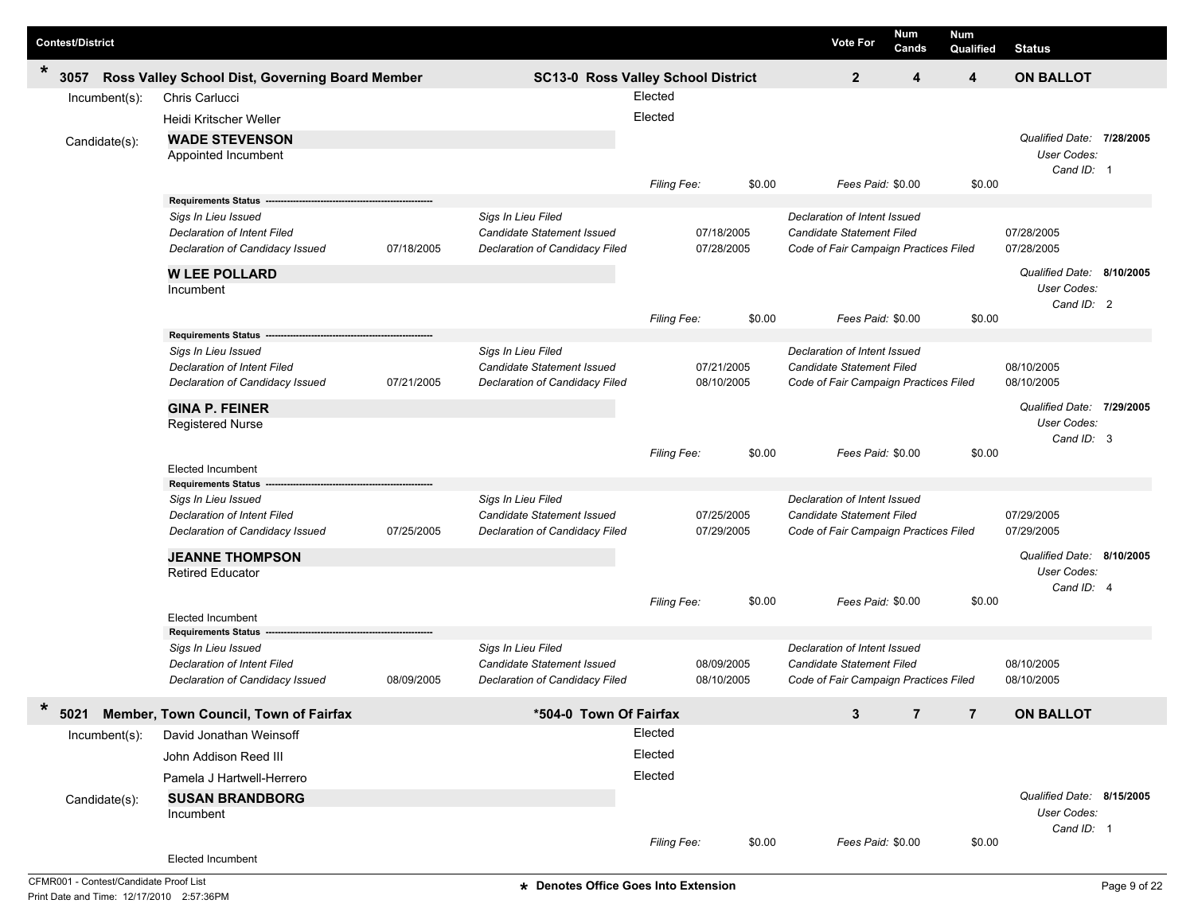| Contest/District | | Vote For | Num Cands | Num Qualified | Status |
|---|---|---|---|---|---|
| * 3057 Ross Valley School Dist, Governing Board Member | SC13-0 Ross Valley School District | 2 | 4 | 4 | ON BALLOT |

Incumbent(s):
- Chris Carlucci — Elected
- Heidi Kritscher Weller — Elected

Candidate(s):

**WADE STEVENSON**
Appointed Incumbent

*Qualified Date:* 7/28/2005
*User Codes:*
*Cand ID:* 1

*Filing Fee:* $0.00 *Fees Paid:* $0.00 $0.00

**Requirements Status**

| | | | | | |
|---|---|---|---|---|---|
| *Sigs In Lieu Issued* | | *Sigs In Lieu Filed* | | *Declaration of Intent Issued* | |
| *Declaration of Intent Filed* | | *Candidate Statement Issued* | 07/18/2005 | *Candidate Statement Filed* | 07/28/2005 |
| *Declaration of Candidacy Issued* | 07/18/2005 | *Declaration of Candidacy Filed* | 07/28/2005 | *Code of Fair Campaign Practices Filed* | 07/28/2005 |

**W LEE POLLARD**
Incumbent

*Qualified Date:* 8/10/2005
*User Codes:*
*Cand ID:* 2

*Filing Fee:* $0.00 *Fees Paid:* $0.00 $0.00

**Requirements Status**

| | | | | | |
|---|---|---|---|---|---|
| *Sigs In Lieu Issued* | | *Sigs In Lieu Filed* | | *Declaration of Intent Issued* | |
| *Declaration of Intent Filed* | | *Candidate Statement Issued* | 07/21/2005 | *Candidate Statement Filed* | 08/10/2005 |
| *Declaration of Candidacy Issued* | 07/21/2005 | *Declaration of Candidacy Filed* | 08/10/2005 | *Code of Fair Campaign Practices Filed* | 08/10/2005 |

**GINA P. FEINER**
Registered Nurse

*Qualified Date:* 7/29/2005
*User Codes:*
*Cand ID:* 3

*Filing Fee:* $0.00 *Fees Paid:* $0.00 $0.00

Elected Incumbent

**Requirements Status**

| | | | | | |
|---|---|---|---|---|---|
| *Sigs In Lieu Issued* | | *Sigs In Lieu Filed* | | *Declaration of Intent Issued* | |
| *Declaration of Intent Filed* | | *Candidate Statement Issued* | 07/25/2005 | *Candidate Statement Filed* | 07/29/2005 |
| *Declaration of Candidacy Issued* | 07/25/2005 | *Declaration of Candidacy Filed* | 07/29/2005 | *Code of Fair Campaign Practices Filed* | 07/29/2005 |

**JEANNE THOMPSON**
Retired Educator

*Qualified Date:* 8/10/2005
*User Codes:*
*Cand ID:* 4

*Filing Fee:* $0.00 *Fees Paid:* $0.00 $0.00

Elected Incumbent

**Requirements Status**

| | | | | | |
|---|---|---|---|---|---|
| *Sigs In Lieu Issued* | | *Sigs In Lieu Filed* | | *Declaration of Intent Issued* | |
| *Declaration of Intent Filed* | | *Candidate Statement Issued* | 08/09/2005 | *Candidate Statement Filed* | 08/10/2005 |
| *Declaration of Candidacy Issued* | 08/09/2005 | *Declaration of Candidacy Filed* | 08/10/2005 | *Code of Fair Campaign Practices Filed* | 08/10/2005 |

| Contest/District | | Vote For | Num Cands | Num Qualified | Status |
|---|---|---|---|---|---|
| * 5021 Member, Town Council, Town of Fairfax | *504-0 Town Of Fairfax | 3 | 7 | 7 | ON BALLOT |

Incumbent(s):
- David Jonathan Weinsoff — Elected
- John Addison Reed III — Elected
- Pamela J Hartwell-Herrero — Elected

Candidate(s):

**SUSAN BRANDBORG**
Incumbent

*Qualified Date:* 8/15/2005
*User Codes:*
*Cand ID:* 1

*Filing Fee:* $0.00 *Fees Paid:* $0.00 $0.00

Elected Incumbent

CFMR001 - Contest/Candidate Proof List
Print Date and Time: 12/17/2010 2:57:36PM

\* Denotes Office Goes Into Extension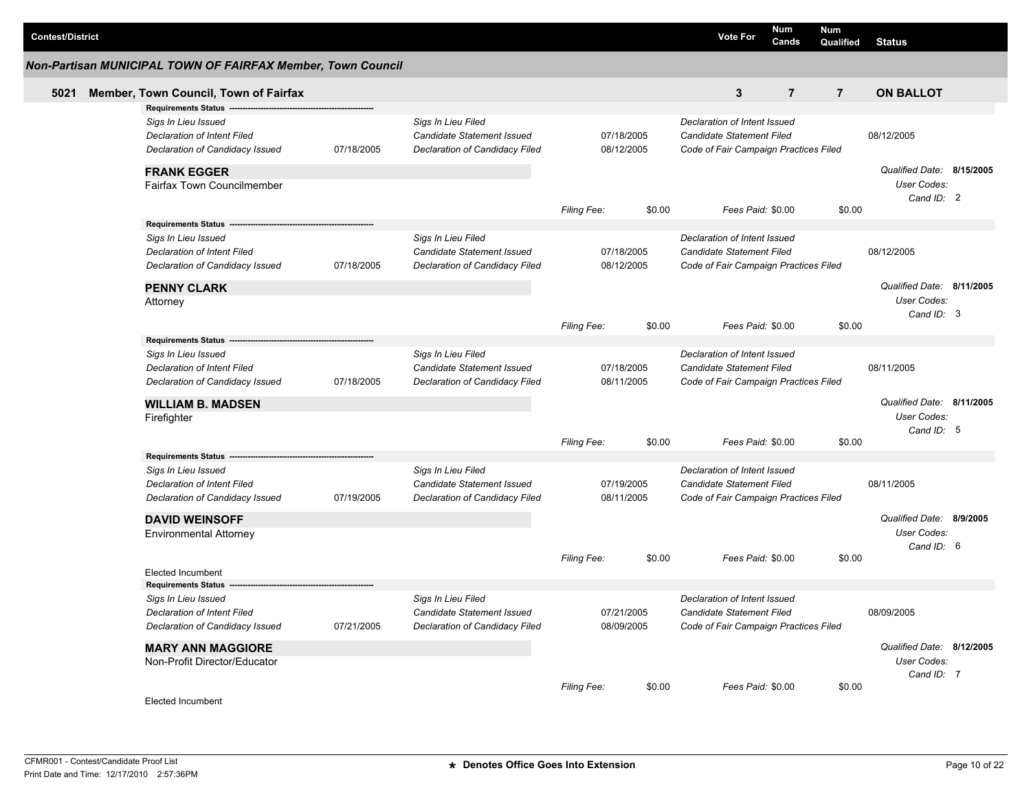| Contest/District | Vote For | Num Cands | Num Qualified | Status |
|---|---|---|---|---|

### Non-Partisan MUNICIPAL TOWN OF FAIRFAX Member, Town Council

| | Vote For | Num Cands | Num Qualified | Status |
|---|---|---|---|---|
| **5021 Member, Town Council, Town of Fairfax** | **3** | **7** | **7** | **ON BALLOT** |

**Requirements Status**

| | | | | | |
|---|---|---|---|---|---|
| *Sigs In Lieu Issued* | | *Sigs In Lieu Filed* | | *Declaration of Intent Issued* | |
| *Declaration of Intent Filed* | | *Candidate Statement Issued* | 07/18/2005 | *Candidate Statement Filed* | 08/12/2005 |
| *Declaration of Candidacy Issued* | 07/18/2005 | *Declaration of Candidacy Filed* | 08/12/2005 | *Code of Fair Campaign Practices Filed* | |

**FRANK EGGER**
Fairfax Town Councilmember

*Qualified Date:* **8/15/2005**
*User Codes:*
*Cand ID:* 2

*Filing Fee:* $0.00 *Fees Paid:* $0.00 $0.00

**Requirements Status**

| | | | | | |
|---|---|---|---|---|---|
| *Sigs In Lieu Issued* | | *Sigs In Lieu Filed* | | *Declaration of Intent Issued* | |
| *Declaration of Intent Filed* | | *Candidate Statement Issued* | 07/18/2005 | *Candidate Statement Filed* | 08/12/2005 |
| *Declaration of Candidacy Issued* | 07/18/2005 | *Declaration of Candidacy Filed* | 08/12/2005 | *Code of Fair Campaign Practices Filed* | |

**PENNY CLARK**
Attorney

*Qualified Date:* **8/11/2005**
*User Codes:*
*Cand ID:* 3

*Filing Fee:* $0.00 *Fees Paid:* $0.00 $0.00

**Requirements Status**

| | | | | | |
|---|---|---|---|---|---|
| *Sigs In Lieu Issued* | | *Sigs In Lieu Filed* | | *Declaration of Intent Issued* | |
| *Declaration of Intent Filed* | | *Candidate Statement Issued* | 07/18/2005 | *Candidate Statement Filed* | 08/11/2005 |
| *Declaration of Candidacy Issued* | 07/18/2005 | *Declaration of Candidacy Filed* | 08/11/2005 | *Code of Fair Campaign Practices Filed* | |

**WILLIAM B. MADSEN**
Firefighter

*Qualified Date:* **8/11/2005**
*User Codes:*
*Cand ID:* 5

*Filing Fee:* $0.00 *Fees Paid:* $0.00 $0.00

**Requirements Status**

| | | | | | |
|---|---|---|---|---|---|
| *Sigs In Lieu Issued* | | *Sigs In Lieu Filed* | | *Declaration of Intent Issued* | |
| *Declaration of Intent Filed* | | *Candidate Statement Issued* | 07/19/2005 | *Candidate Statement Filed* | 08/11/2005 |
| *Declaration of Candidacy Issued* | 07/19/2005 | *Declaration of Candidacy Filed* | 08/11/2005 | *Code of Fair Campaign Practices Filed* | |

**DAVID WEINSOFF**
Environmental Attorney

*Qualified Date:* **8/9/2005**
*User Codes:*
*Cand ID:* 6

*Filing Fee:* $0.00 *Fees Paid:* $0.00 $0.00

Elected Incumbent

**Requirements Status**

| | | | | | |
|---|---|---|---|---|---|
| *Sigs In Lieu Issued* | | *Sigs In Lieu Filed* | | *Declaration of Intent Issued* | |
| *Declaration of Intent Filed* | | *Candidate Statement Issued* | 07/21/2005 | *Candidate Statement Filed* | 08/09/2005 |
| *Declaration of Candidacy Issued* | 07/21/2005 | *Declaration of Candidacy Filed* | 08/09/2005 | *Code of Fair Campaign Practices Filed* | |

**MARY ANN MAGGIORE**
Non-Profit Director/Educator

*Qualified Date:* **8/12/2005**
*User Codes:*
*Cand ID:* 7

*Filing Fee:* $0.00 *Fees Paid:* $0.00 $0.00

Elected Incumbent

CFMR001 - Contest/Candidate Proof List
Print Date and Time: 12/17/2010 2:57:36PM

**\* Denotes Office Goes Into Extension**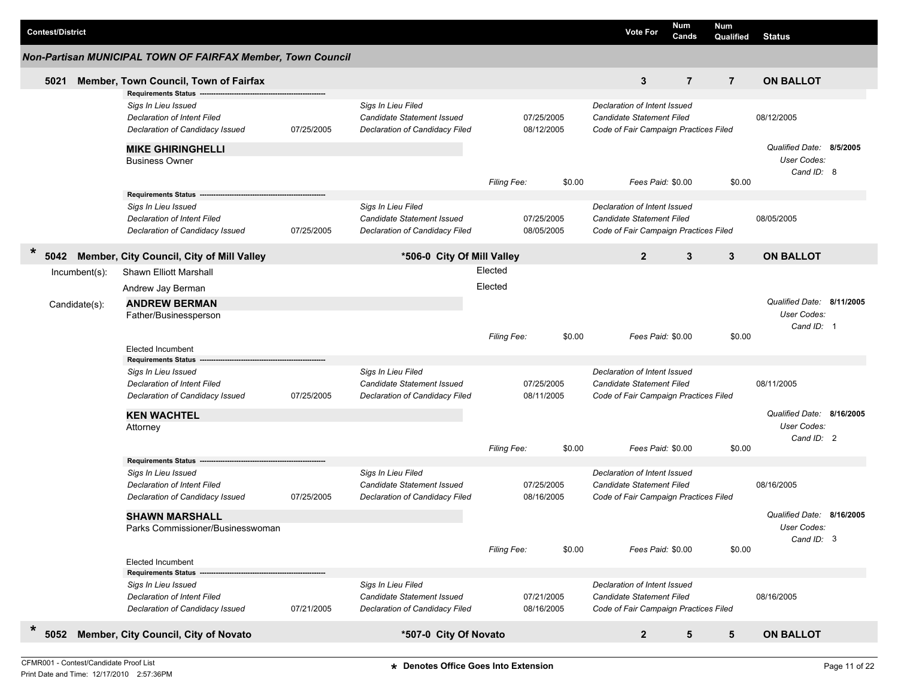| Contest/District | | | Vote For | Num Cands | Num Qualified | Status |
|---|---|---|---|---|---|---|

## Non-Partisan MUNICIPAL TOWN OF FAIRFAX Member, Town Council

**5021 Member, Town Council, Town of Fairfax** | Vote For: **3** | Num Cands: **7** | Num Qualified: **7** | **ON BALLOT**

**Requirements Status**

| | | | | | |
|---|---|---|---|---|---|
| *Sigs In Lieu Issued* | | *Sigs In Lieu Filed* | | *Declaration of Intent Issued* | |
| *Declaration of Intent Filed* | | *Candidate Statement Issued* | 07/25/2005 | *Candidate Statement Filed* | 08/12/2005 |
| *Declaration of Candidacy Issued* | 07/25/2005 | *Declaration of Candidacy Filed* | 08/12/2005 | *Code of Fair Campaign Practices Filed* | |

**MIKE GHIRINGHELLI**
Business Owner

*Qualified Date:* **8/5/2005**
*User Codes:*
*Cand ID:* 8

*Filing Fee:* $0.00 *Fees Paid:* $0.00 $0.00

**Requirements Status**

| | | | | | |
|---|---|---|---|---|---|
| *Sigs In Lieu Issued* | | *Sigs In Lieu Filed* | | *Declaration of Intent Issued* | |
| *Declaration of Intent Filed* | | *Candidate Statement Issued* | 07/25/2005 | *Candidate Statement Filed* | 08/05/2005 |
| *Declaration of Candidacy Issued* | 07/25/2005 | *Declaration of Candidacy Filed* | 08/05/2005 | *Code of Fair Campaign Practices Filed* | |

**\* 5042 Member, City Council, City of Mill Valley** | **\*506-0 City Of Mill Valley** | Vote For: **2** | Num Cands: **3** | Num Qualified: **3** | **ON BALLOT**

Incumbent(s):
- Shawn Elliott Marshall — Elected
- Andrew Jay Berman — Elected

Candidate(s):

**ANDREW BERMAN**
Father/Businessperson

*Qualified Date:* **8/11/2005**
*User Codes:*
*Cand ID:* 1

*Filing Fee:* $0.00 *Fees Paid:* $0.00 $0.00

Elected Incumbent

**Requirements Status**

| | | | | | |
|---|---|---|---|---|---|
| *Sigs In Lieu Issued* | | *Sigs In Lieu Filed* | | *Declaration of Intent Issued* | |
| *Declaration of Intent Filed* | | *Candidate Statement Issued* | 07/25/2005 | *Candidate Statement Filed* | 08/11/2005 |
| *Declaration of Candidacy Issued* | 07/25/2005 | *Declaration of Candidacy Filed* | 08/11/2005 | *Code of Fair Campaign Practices Filed* | |

**KEN WACHTEL**
Attorney

*Qualified Date:* **8/16/2005**
*User Codes:*
*Cand ID:* 2

*Filing Fee:* $0.00 *Fees Paid:* $0.00 $0.00

**Requirements Status**

| | | | | | |
|---|---|---|---|---|---|
| *Sigs In Lieu Issued* | | *Sigs In Lieu Filed* | | *Declaration of Intent Issued* | |
| *Declaration of Intent Filed* | | *Candidate Statement Issued* | 07/25/2005 | *Candidate Statement Filed* | 08/16/2005 |
| *Declaration of Candidacy Issued* | 07/25/2005 | *Declaration of Candidacy Filed* | 08/16/2005 | *Code of Fair Campaign Practices Filed* | |

**SHAWN MARSHALL**
Parks Commissioner/Businesswoman

*Qualified Date:* **8/16/2005**
*User Codes:*
*Cand ID:* 3

*Filing Fee:* $0.00 *Fees Paid:* $0.00 $0.00

Elected Incumbent

**Requirements Status**

| | | | | | |
|---|---|---|---|---|---|
| *Sigs In Lieu Issued* | | *Sigs In Lieu Filed* | | *Declaration of Intent Issued* | |
| *Declaration of Intent Filed* | | *Candidate Statement Issued* | 07/21/2005 | *Candidate Statement Filed* | 08/16/2005 |
| *Declaration of Candidacy Issued* | 07/21/2005 | *Declaration of Candidacy Filed* | 08/16/2005 | *Code of Fair Campaign Practices Filed* | |

**\* 5052 Member, City Council, City of Novato** | **\*507-0 City Of Novato** | Vote For: **2** | Num Cands: **5** | Num Qualified: **5** | **ON BALLOT**

CFMR001 - Contest/Candidate Proof List
Print Date and Time: 12/17/2010 2:57:36PM

**\* Denotes Office Goes Into Extension**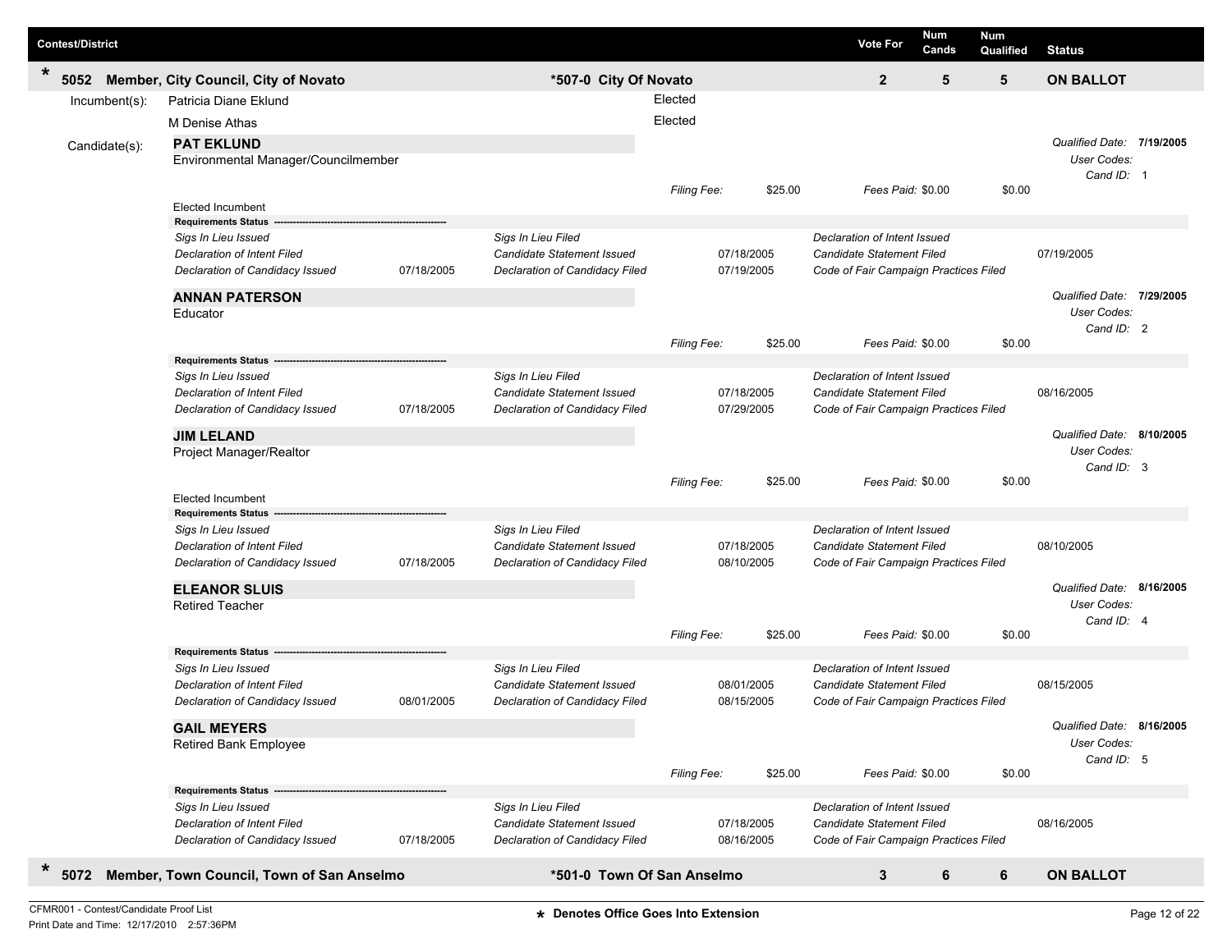| Contest/District | | Vote For | Num Cands | Num Qualified | Status |
|---|---|---|---|---|---|
| * 5052 Member, City Council, City of Novato | *507-0 City Of Novato | 2 | 5 | 5 | ON BALLOT |

**Incumbent(s):**

- Patricia Diane Eklund — Elected
- M Denise Athas — Elected

**Candidate(s):**

**PAT EKLUND**
Environmental Manager/Councilmember

*Qualified Date:* **7/19/2005**
*User Codes:*
*Cand ID:* 1

*Filing Fee:* $25.00 *Fees Paid:* $0.00 $0.00

Elected Incumbent

**Requirements Status**

| | | | | | |
|---|---|---|---|---|---|
| *Sigs In Lieu Issued* | | *Sigs In Lieu Filed* | | *Declaration of Intent Issued* | |
| *Declaration of Intent Filed* | | *Candidate Statement Issued* | 07/18/2005 | *Candidate Statement Filed* | 07/19/2005 |
| *Declaration of Candidacy Issued* | 07/18/2005 | *Declaration of Candidacy Filed* | 07/19/2005 | *Code of Fair Campaign Practices Filed* | |

**ANNAN PATERSON**
Educator

*Qualified Date:* **7/29/2005**
*User Codes:*
*Cand ID:* 2

*Filing Fee:* $25.00 *Fees Paid:* $0.00 $0.00

**Requirements Status**

| | | | | | |
|---|---|---|---|---|---|
| *Sigs In Lieu Issued* | | *Sigs In Lieu Filed* | | *Declaration of Intent Issued* | |
| *Declaration of Intent Filed* | | *Candidate Statement Issued* | 07/18/2005 | *Candidate Statement Filed* | 08/16/2005 |
| *Declaration of Candidacy Issued* | 07/18/2005 | *Declaration of Candidacy Filed* | 07/29/2005 | *Code of Fair Campaign Practices Filed* | |

**JIM LELAND**
Project Manager/Realtor

*Qualified Date:* **8/10/2005**
*User Codes:*
*Cand ID:* 3

*Filing Fee:* $25.00 *Fees Paid:* $0.00 $0.00

Elected Incumbent

**Requirements Status**

| | | | | | |
|---|---|---|---|---|---|
| *Sigs In Lieu Issued* | | *Sigs In Lieu Filed* | | *Declaration of Intent Issued* | |
| *Declaration of Intent Filed* | | *Candidate Statement Issued* | 07/18/2005 | *Candidate Statement Filed* | 08/10/2005 |
| *Declaration of Candidacy Issued* | 07/18/2005 | *Declaration of Candidacy Filed* | 08/10/2005 | *Code of Fair Campaign Practices Filed* | |

**ELEANOR SLUIS**
Retired Teacher

*Qualified Date:* **8/16/2005**
*User Codes:*
*Cand ID:* 4

*Filing Fee:* $25.00 *Fees Paid:* $0.00 $0.00

**Requirements Status**

| | | | | | |
|---|---|---|---|---|---|
| *Sigs In Lieu Issued* | | *Sigs In Lieu Filed* | | *Declaration of Intent Issued* | |
| *Declaration of Intent Filed* | | *Candidate Statement Issued* | 08/01/2005 | *Candidate Statement Filed* | 08/15/2005 |
| *Declaration of Candidacy Issued* | 08/01/2005 | *Declaration of Candidacy Filed* | 08/15/2005 | *Code of Fair Campaign Practices Filed* | |

**GAIL MEYERS**
Retired Bank Employee

*Qualified Date:* **8/16/2005**
*User Codes:*
*Cand ID:* 5

*Filing Fee:* $25.00 *Fees Paid:* $0.00 $0.00

**Requirements Status**

| | | | | | |
|---|---|---|---|---|---|
| *Sigs In Lieu Issued* | | *Sigs In Lieu Filed* | | *Declaration of Intent Issued* | |
| *Declaration of Intent Filed* | | *Candidate Statement Issued* | 07/18/2005 | *Candidate Statement Filed* | 08/16/2005 |
| *Declaration of Candidacy Issued* | 07/18/2005 | *Declaration of Candidacy Filed* | 08/16/2005 | *Code of Fair Campaign Practices Filed* | |

| Contest/District | | Vote For | Num Cands | Num Qualified | Status |
|---|---|---|---|---|---|
| * 5072 Member, Town Council, Town of San Anselmo | *501-0 Town Of San Anselmo | 3 | 6 | 6 | ON BALLOT |

CFMR001 - Contest/Candidate Proof List
Print Date and Time: 12/17/2010 2:57:36PM

* Denotes Office Goes Into Extension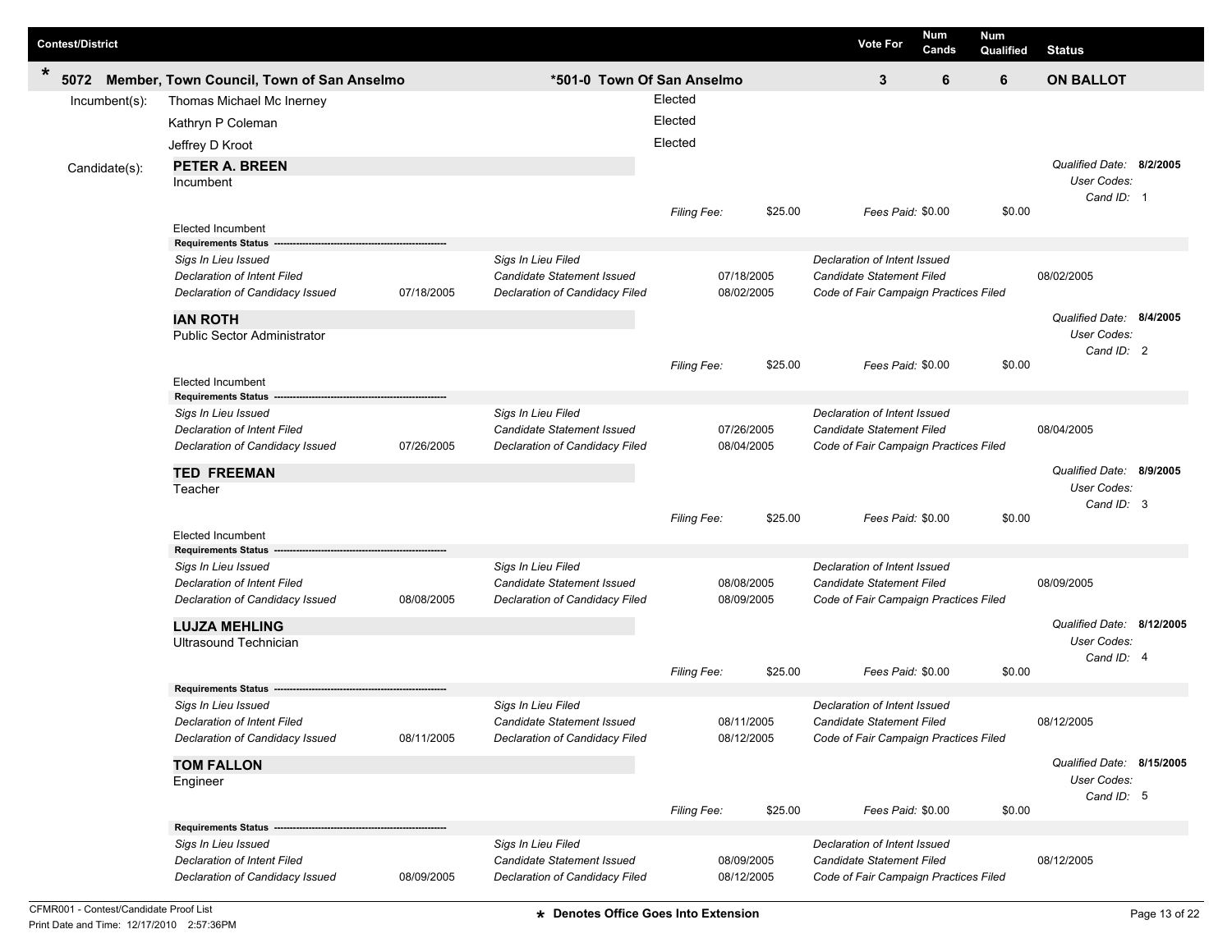| Contest/District | | Vote For | Num Cands | Num Qualified | Status |
|---|---|---|---|---|---|
| * 5072 Member, Town Council, Town of San Anselmo | *501-0 Town Of San Anselmo | 3 | 6 | 6 | ON BALLOT |

**Incumbent(s):**

| Name | Status |
|---|---|
| Thomas Michael Mc Inerney | Elected |
| Kathryn P Coleman | Elected |
| Jeffrey D Kroot | Elected |

**Candidate(s):**

**PETER A. BREEN**
Incumbent

*Qualified Date:* **8/2/2005**
*User Codes:*
*Cand ID:* 1

*Filing Fee:* $25.00 *Fees Paid:* $0.00 $0.00

Elected Incumbent

**Requirements Status**

| | | | | | |
|---|---|---|---|---|---|
| *Sigs In Lieu Issued* | | *Sigs In Lieu Filed* | | *Declaration of Intent Issued* | |
| *Declaration of Intent Filed* | | *Candidate Statement Issued* | 07/18/2005 | *Candidate Statement Filed* | 08/02/2005 |
| *Declaration of Candidacy Issued* | 07/18/2005 | *Declaration of Candidacy Filed* | 08/02/2005 | *Code of Fair Campaign Practices Filed* | |

**IAN ROTH**
Public Sector Administrator

*Qualified Date:* **8/4/2005**
*User Codes:*
*Cand ID:* 2

*Filing Fee:* $25.00 *Fees Paid:* $0.00 $0.00

Elected Incumbent

**Requirements Status**

| | | | | | |
|---|---|---|---|---|---|
| *Sigs In Lieu Issued* | | *Sigs In Lieu Filed* | | *Declaration of Intent Issued* | |
| *Declaration of Intent Filed* | | *Candidate Statement Issued* | 07/26/2005 | *Candidate Statement Filed* | 08/04/2005 |
| *Declaration of Candidacy Issued* | 07/26/2005 | *Declaration of Candidacy Filed* | 08/04/2005 | *Code of Fair Campaign Practices Filed* | |

**TED FREEMAN**
Teacher

*Qualified Date:* **8/9/2005**
*User Codes:*
*Cand ID:* 3

*Filing Fee:* $25.00 *Fees Paid:* $0.00 $0.00

Elected Incumbent

**Requirements Status**

| | | | | | |
|---|---|---|---|---|---|
| *Sigs In Lieu Issued* | | *Sigs In Lieu Filed* | | *Declaration of Intent Issued* | |
| *Declaration of Intent Filed* | | *Candidate Statement Issued* | 08/08/2005 | *Candidate Statement Filed* | 08/09/2005 |
| *Declaration of Candidacy Issued* | 08/08/2005 | *Declaration of Candidacy Filed* | 08/09/2005 | *Code of Fair Campaign Practices Filed* | |

**LUJZA MEHLING**
Ultrasound Technician

*Qualified Date:* **8/12/2005**
*User Codes:*
*Cand ID:* 4

*Filing Fee:* $25.00 *Fees Paid:* $0.00 $0.00

**Requirements Status**

| | | | | | |
|---|---|---|---|---|---|
| *Sigs In Lieu Issued* | | *Sigs In Lieu Filed* | | *Declaration of Intent Issued* | |
| *Declaration of Intent Filed* | | *Candidate Statement Issued* | 08/11/2005 | *Candidate Statement Filed* | 08/12/2005 |
| *Declaration of Candidacy Issued* | 08/11/2005 | *Declaration of Candidacy Filed* | 08/12/2005 | *Code of Fair Campaign Practices Filed* | |

**TOM FALLON**
Engineer

*Qualified Date:* **8/15/2005**
*User Codes:*
*Cand ID:* 5

*Filing Fee:* $25.00 *Fees Paid:* $0.00 $0.00

**Requirements Status**

| | | | | | |
|---|---|---|---|---|---|
| *Sigs In Lieu Issued* | | *Sigs In Lieu Filed* | | *Declaration of Intent Issued* | |
| *Declaration of Intent Filed* | | *Candidate Statement Issued* | 08/09/2005 | *Candidate Statement Filed* | 08/12/2005 |
| *Declaration of Candidacy Issued* | 08/09/2005 | *Declaration of Candidacy Filed* | 08/12/2005 | *Code of Fair Campaign Practices Filed* | |

CFMR001 - Contest/Candidate Proof List
Print Date and Time: 12/17/2010 2:57:36PM

**\* Denotes Office Goes Into Extension**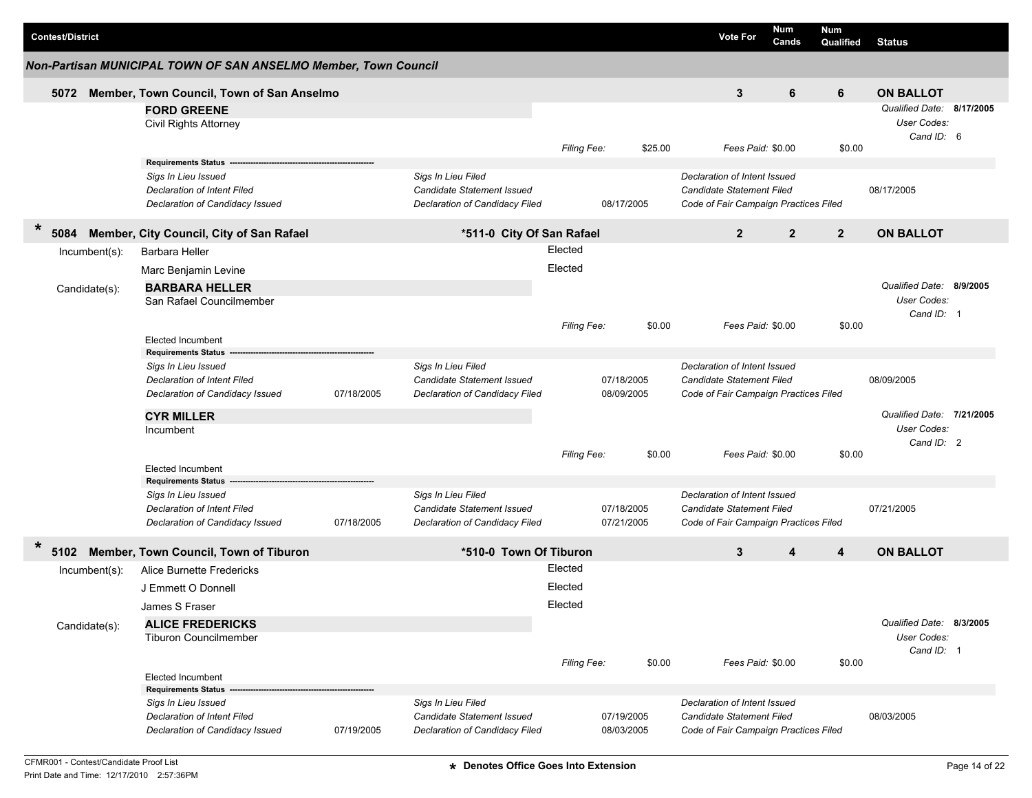| Contest/District | Vote For | Num Cands | Num Qualified | Status |
|---|---|---|---|---|

## Non-Partisan MUNICIPAL TOWN OF SAN ANSELMO Member, Town Council

**5072 Member, Town Council, Town of San Anselmo** | Vote For: **3** | Num Cands: **6** | Num Qualified: **6** | **ON BALLOT**

**FORD GREENE**
Civil Rights Attorney

*Qualified Date:* **8/17/2005**
*User Codes:*
*Cand ID:* 6

*Filing Fee:* $25.00 | *Fees Paid:* $0.00 | $0.00

**Requirements Status**

| | | | | | |
|---|---|---|---|---|---|
| *Sigs In Lieu Issued* | | *Sigs In Lieu Filed* | | *Declaration of Intent Issued* | |
| *Declaration of Intent Filed* | | *Candidate Statement Issued* | | *Candidate Statement Filed* | 08/17/2005 |
| *Declaration of Candidacy Issued* | | *Declaration of Candidacy Filed* | 08/17/2005 | *Code of Fair Campaign Practices Filed* | |

---

**\* 5084 Member, City Council, City of San Rafael** — *511-0 City Of San Rafael | Vote For: **2** | Num Cands: **2** | Num Qualified: **2** | **ON BALLOT**

Incumbent(s):
- Barbara Heller — Elected
- Marc Benjamin Levine — Elected

Candidate(s):

**BARBARA HELLER**
San Rafael Councilmember

*Qualified Date:* **8/9/2005**
*User Codes:*
*Cand ID:* 1

*Filing Fee:* $0.00 | *Fees Paid:* $0.00 | $0.00

Elected Incumbent

**Requirements Status**

| | | | | | |
|---|---|---|---|---|---|
| *Sigs In Lieu Issued* | | *Sigs In Lieu Filed* | | *Declaration of Intent Issued* | |
| *Declaration of Intent Filed* | | *Candidate Statement Issued* | 07/18/2005 | *Candidate Statement Filed* | 08/09/2005 |
| *Declaration of Candidacy Issued* | 07/18/2005 | *Declaration of Candidacy Filed* | 08/09/2005 | *Code of Fair Campaign Practices Filed* | |

**CYR MILLER**
Incumbent

*Qualified Date:* **7/21/2005**
*User Codes:*
*Cand ID:* 2

*Filing Fee:* $0.00 | *Fees Paid:* $0.00 | $0.00

Elected Incumbent

**Requirements Status**

| | | | | | |
|---|---|---|---|---|---|
| *Sigs In Lieu Issued* | | *Sigs In Lieu Filed* | | *Declaration of Intent Issued* | |
| *Declaration of Intent Filed* | | *Candidate Statement Issued* | 07/18/2005 | *Candidate Statement Filed* | 07/21/2005 |
| *Declaration of Candidacy Issued* | 07/18/2005 | *Declaration of Candidacy Filed* | 07/21/2005 | *Code of Fair Campaign Practices Filed* | |

---

**\* 5102 Member, Town Council, Town of Tiburon** — *510-0 Town Of Tiburon | Vote For: **3** | Num Cands: **4** | Num Qualified: **4** | **ON BALLOT**

Incumbent(s):
- Alice Burnette Fredericks — Elected
- J Emmett O Donnell — Elected
- James S Fraser — Elected

Candidate(s):

**ALICE FREDERICKS**
Tiburon Councilmember

*Qualified Date:* **8/3/2005**
*User Codes:*
*Cand ID:* 1

*Filing Fee:* $0.00 | *Fees Paid:* $0.00 | $0.00

Elected Incumbent

**Requirements Status**

| | | | | | |
|---|---|---|---|---|---|
| *Sigs In Lieu Issued* | | *Sigs In Lieu Filed* | | *Declaration of Intent Issued* | |
| *Declaration of Intent Filed* | | *Candidate Statement Issued* | 07/19/2005 | *Candidate Statement Filed* | 08/03/2005 |
| *Declaration of Candidacy Issued* | 07/19/2005 | *Declaration of Candidacy Filed* | 08/03/2005 | *Code of Fair Campaign Practices Filed* | |

CFMR001 - Contest/Candidate Proof List
Print Date and Time: 12/17/2010 2:57:36PM

**\* Denotes Office Goes Into Extension**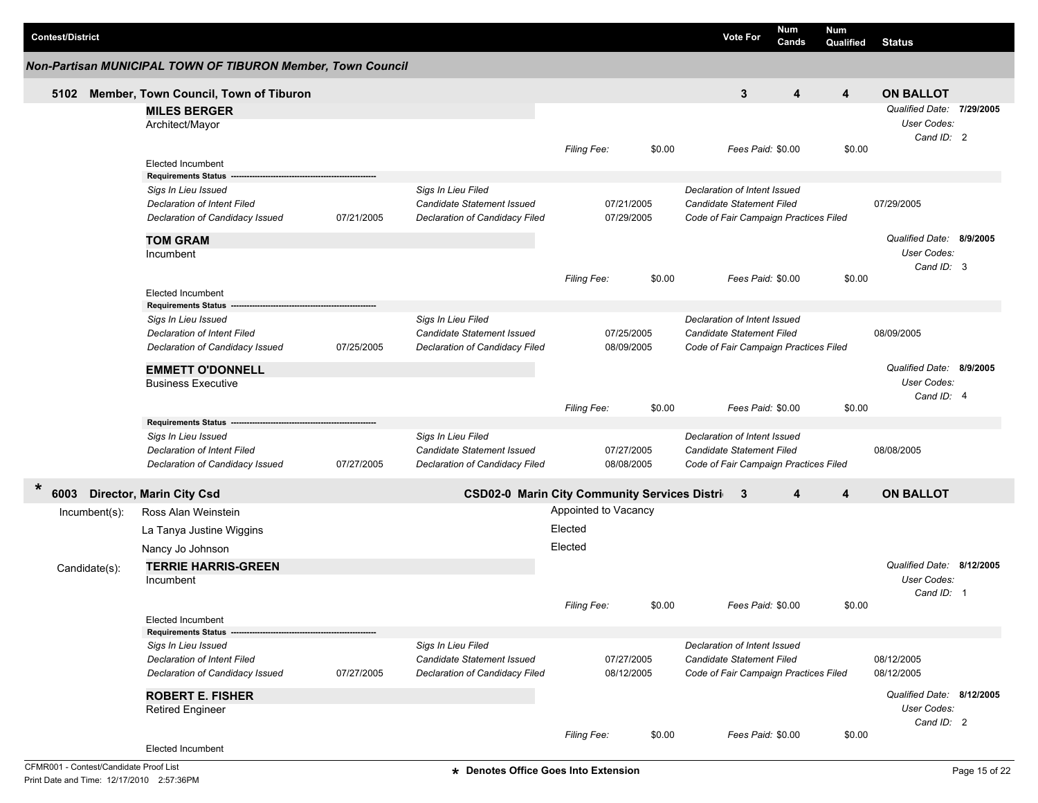| Contest/District | Vote For | Num Cands | Num Qualified | Status |
|---|---|---|---|---|

## Non-Partisan MUNICIPAL TOWN OF TIBURON Member, Town Council

**5102 Member, Town Council, Town of Tiburon** | Vote For: 3 | Num Cands: 4 | Num Qualified: 4 | **ON BALLOT**

**MILES BERGER**
Architect/Mayor

*Qualified Date:* **7/29/2005**
*User Codes:*
*Cand ID:* 2

*Filing Fee:* $0.00 *Fees Paid:* $0.00 $0.00

Elected Incumbent

**Requirements Status** ----------------------------------------

| | | | | | |
|---|---|---|---|---|---|
| *Sigs In Lieu Issued* | | *Sigs In Lieu Filed* | | *Declaration of Intent Issued* | |
| *Declaration of Intent Filed* | | *Candidate Statement Issued* | 07/21/2005 | *Candidate Statement Filed* | 07/29/2005 |
| *Declaration of Candidacy Issued* | 07/21/2005 | *Declaration of Candidacy Filed* | 07/29/2005 | *Code of Fair Campaign Practices Filed* | |

**TOM GRAM**
Incumbent

*Qualified Date:* **8/9/2005**
*User Codes:*
*Cand ID:* 3

*Filing Fee:* $0.00 *Fees Paid:* $0.00 $0.00

Elected Incumbent

**Requirements Status** ----------------------------------------

| | | | | | |
|---|---|---|---|---|---|
| *Sigs In Lieu Issued* | | *Sigs In Lieu Filed* | | *Declaration of Intent Issued* | |
| *Declaration of Intent Filed* | | *Candidate Statement Issued* | 07/25/2005 | *Candidate Statement Filed* | 08/09/2005 |
| *Declaration of Candidacy Issued* | 07/25/2005 | *Declaration of Candidacy Filed* | 08/09/2005 | *Code of Fair Campaign Practices Filed* | |

**EMMETT O'DONNELL**
Business Executive

*Qualified Date:* **8/9/2005**
*User Codes:*
*Cand ID:* 4

*Filing Fee:* $0.00 *Fees Paid:* $0.00 $0.00

**Requirements Status** ----------------------------------------

| | | | | | |
|---|---|---|---|---|---|
| *Sigs In Lieu Issued* | | *Sigs In Lieu Filed* | | *Declaration of Intent Issued* | |
| *Declaration of Intent Filed* | | *Candidate Statement Issued* | 07/27/2005 | *Candidate Statement Filed* | 08/08/2005 |
| *Declaration of Candidacy Issued* | 07/27/2005 | *Declaration of Candidacy Filed* | 08/08/2005 | *Code of Fair Campaign Practices Filed* | |

**\* 6003 Director, Marin City Csd** — **CSD02-0 Marin City Community Services Distri** | Vote For: 3 | Num Cands: 4 | Num Qualified: 4 | **ON BALLOT**

Incumbent(s):

| | |
|---|---|
| Ross Alan Weinstein | Appointed to Vacancy |
| La Tanya Justine Wiggins | Elected |
| Nancy Jo Johnson | Elected |

Candidate(s):

**TERRIE HARRIS-GREEN**
Incumbent

*Qualified Date:* **8/12/2005**
*User Codes:*
*Cand ID:* 1

*Filing Fee:* $0.00 *Fees Paid:* $0.00 $0.00

Elected Incumbent

**Requirements Status** ----------------------------------------

| | | | | | |
|---|---|---|---|---|---|
| *Sigs In Lieu Issued* | | *Sigs In Lieu Filed* | | *Declaration of Intent Issued* | |
| *Declaration of Intent Filed* | | *Candidate Statement Issued* | 07/27/2005 | *Candidate Statement Filed* | 08/12/2005 |
| *Declaration of Candidacy Issued* | 07/27/2005 | *Declaration of Candidacy Filed* | 08/12/2005 | *Code of Fair Campaign Practices Filed* | 08/12/2005 |

**ROBERT E. FISHER**
Retired Engineer

*Qualified Date:* **8/12/2005**
*User Codes:*
*Cand ID:* 2

*Filing Fee:* $0.00 *Fees Paid:* $0.00 $0.00

Elected Incumbent

CFMR001 - Contest/Candidate Proof List
Print Date and Time: 12/17/2010 2:57:36PM

\* Denotes Office Goes Into Extension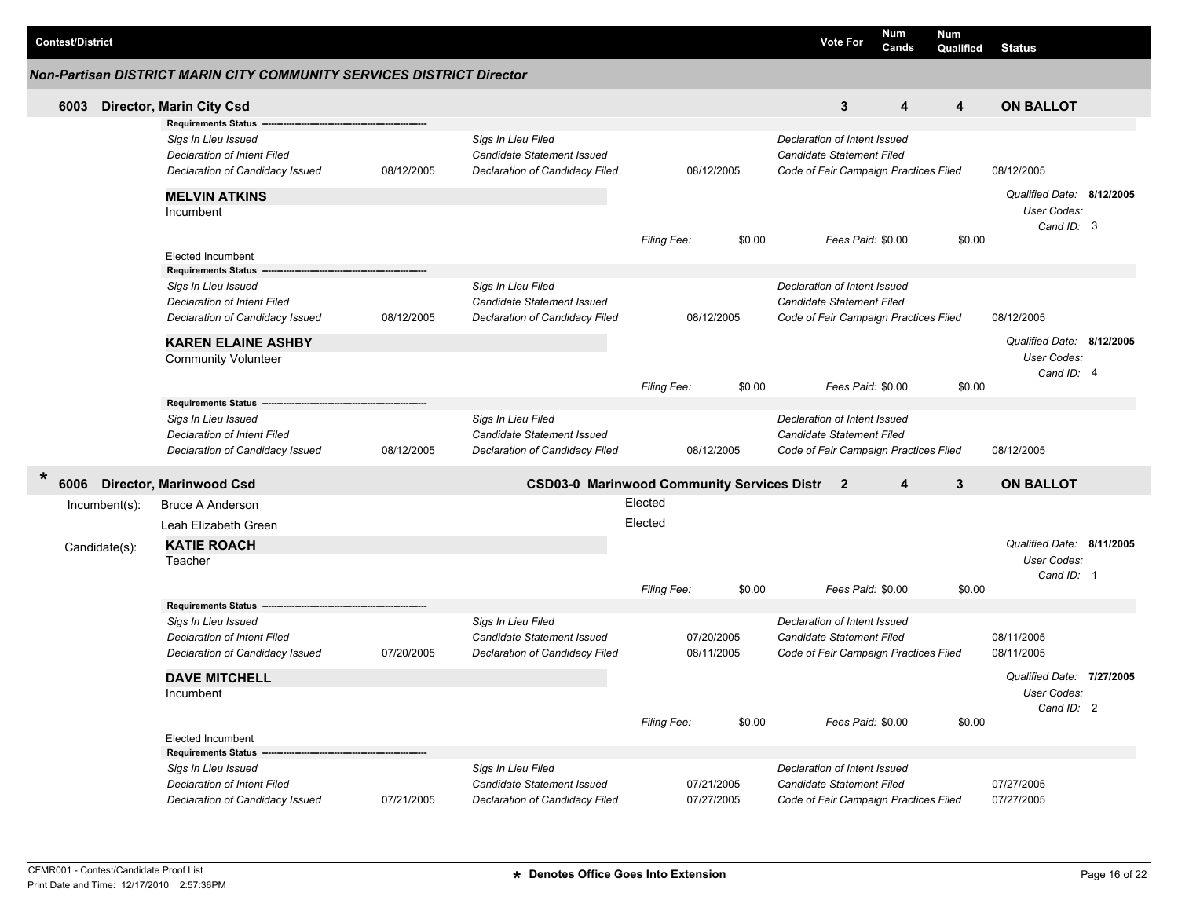| Contest/District | Vote For | Num Cands | Num Qualified | Status |
|---|---|---|---|---|

## Non-Partisan DISTRICT MARIN CITY COMMUNITY SERVICES DISTRICT Director

### 6003 Director, Marin City Csd

| Vote For | Num Cands | Num Qualified | Status |
|---|---|---|---|
| 3 | 4 | 4 | ON BALLOT |

**Requirements Status** ---

| | | | | | |
|---|---|---|---|---|---|
| *Sigs In Lieu Issued* | | *Sigs In Lieu Filed* | | *Declaration of Intent Issued* | |
| *Declaration of Intent Filed* | | *Candidate Statement Issued* | | *Candidate Statement Filed* | |
| *Declaration of Candidacy Issued* | 08/12/2005 | *Declaration of Candidacy Filed* | 08/12/2005 | *Code of Fair Campaign Practices Filed* | 08/12/2005 |

**MELVIN ATKINS**
Incumbent

*Qualified Date:* **8/12/2005**
*User Codes:*
*Cand ID:* 3

*Filing Fee:* $0.00 *Fees Paid:* $0.00 $0.00

Elected Incumbent

**Requirements Status** ---

| | | | | | |
|---|---|---|---|---|---|
| *Sigs In Lieu Issued* | | *Sigs In Lieu Filed* | | *Declaration of Intent Issued* | |
| *Declaration of Intent Filed* | | *Candidate Statement Issued* | | *Candidate Statement Filed* | |
| *Declaration of Candidacy Issued* | 08/12/2005 | *Declaration of Candidacy Filed* | 08/12/2005 | *Code of Fair Campaign Practices Filed* | 08/12/2005 |

**KAREN ELAINE ASHBY**
Community Volunteer

*Qualified Date:* **8/12/2005**
*User Codes:*
*Cand ID:* 4

*Filing Fee:* $0.00 *Fees Paid:* $0.00 $0.00

**Requirements Status** ---

| | | | | | |
|---|---|---|---|---|---|
| *Sigs In Lieu Issued* | | *Sigs In Lieu Filed* | | *Declaration of Intent Issued* | |
| *Declaration of Intent Filed* | | *Candidate Statement Issued* | | *Candidate Statement Filed* | |
| *Declaration of Candidacy Issued* | 08/12/2005 | *Declaration of Candidacy Filed* | 08/12/2005 | *Code of Fair Campaign Practices Filed* | 08/12/2005 |

### * 6006 Director, Marinwood Csd — CSD03-0 Marinwood Community Services Distr

| Vote For | Num Cands | Num Qualified | Status |
|---|---|---|---|
| 2 | 4 | 3 | ON BALLOT |

Incumbent(s):
- Bruce A Anderson — Elected
- Leah Elizabeth Green — Elected

Candidate(s):

**KATIE ROACH**
Teacher

*Qualified Date:* **8/11/2005**
*User Codes:*
*Cand ID:* 1

*Filing Fee:* $0.00 *Fees Paid:* $0.00 $0.00

**Requirements Status** ---

| | | | | | |
|---|---|---|---|---|---|
| *Sigs In Lieu Issued* | | *Sigs In Lieu Filed* | | *Declaration of Intent Issued* | |
| *Declaration of Intent Filed* | | *Candidate Statement Issued* | 07/20/2005 | *Candidate Statement Filed* | 08/11/2005 |
| *Declaration of Candidacy Issued* | 07/20/2005 | *Declaration of Candidacy Filed* | 08/11/2005 | *Code of Fair Campaign Practices Filed* | 08/11/2005 |

**DAVE MITCHELL**
Incumbent

*Qualified Date:* **7/27/2005**
*User Codes:*
*Cand ID:* 2

*Filing Fee:* $0.00 *Fees Paid:* $0.00 $0.00

Elected Incumbent

**Requirements Status** ---

| | | | | | |
|---|---|---|---|---|---|
| *Sigs In Lieu Issued* | | *Sigs In Lieu Filed* | | *Declaration of Intent Issued* | |
| *Declaration of Intent Filed* | | *Candidate Statement Issued* | 07/21/2005 | *Candidate Statement Filed* | 07/27/2005 |
| *Declaration of Candidacy Issued* | 07/21/2005 | *Declaration of Candidacy Filed* | 07/27/2005 | *Code of Fair Campaign Practices Filed* | 07/27/2005 |

CFMR001 - Contest/Candidate Proof List
Print Date and Time: 12/17/2010 2:57:36PM

* Denotes Office Goes Into Extension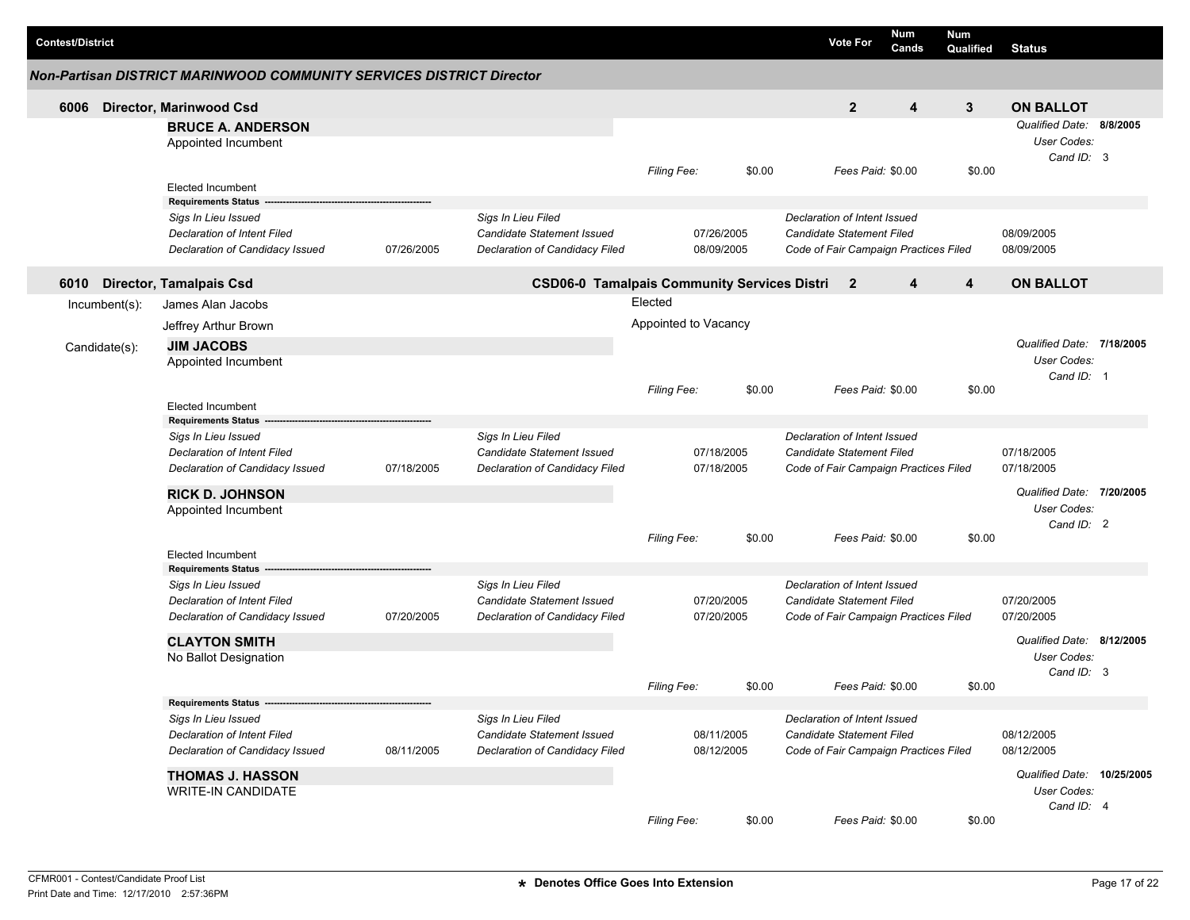| Contest/District | | | | Vote For | Num Cands | Num Qualified | Status |
|---|---|---|---|---|---|---|---|

## Non-Partisan DISTRICT MARINWOOD COMMUNITY SERVICES DISTRICT Director

### 6006 Director, Marinwood Csd

Vote For: **2** | Num Cands: **4** | Num Qualified: **3** | Status: **ON BALLOT**

**BRUCE A. ANDERSON**
Appointed Incumbent

*Qualified Date:* **8/8/2005**
*User Codes:*
*Cand ID:* 3

*Filing Fee:* $0.00 | *Fees Paid:* $0.00 | $0.00

Elected Incumbent

**Requirements Status**

| | | | | | |
|---|---|---|---|---|---|
| *Sigs In Lieu Issued* | | *Sigs In Lieu Filed* | | *Declaration of Intent Issued* | |
| *Declaration of Intent Filed* | | *Candidate Statement Issued* | 07/26/2005 | *Candidate Statement Filed* | 08/09/2005 |
| *Declaration of Candidacy Issued* | 07/26/2005 | *Declaration of Candidacy Filed* | 08/09/2005 | *Code of Fair Campaign Practices Filed* | 08/09/2005 |

### 6010 Director, Tamalpais Csd

CSD06-0 Tamalpais Community Services Distri | Vote For: **2** | Num Cands: **4** | Num Qualified: **4** | Status: **ON BALLOT**

Incumbent(s):
- James Alan Jacobs — Elected
- Jeffrey Arthur Brown — Appointed to Vacancy

Candidate(s):

**JIM JACOBS**
Appointed Incumbent

*Qualified Date:* **7/18/2005**
*User Codes:*
*Cand ID:* 1

*Filing Fee:* $0.00 | *Fees Paid:* $0.00 | $0.00

Elected Incumbent

**Requirements Status**

| | | | | | |
|---|---|---|---|---|---|
| *Sigs In Lieu Issued* | | *Sigs In Lieu Filed* | | *Declaration of Intent Issued* | |
| *Declaration of Intent Filed* | | *Candidate Statement Issued* | 07/18/2005 | *Candidate Statement Filed* | 07/18/2005 |
| *Declaration of Candidacy Issued* | 07/18/2005 | *Declaration of Candidacy Filed* | 07/18/2005 | *Code of Fair Campaign Practices Filed* | 07/18/2005 |

**RICK D. JOHNSON**
Appointed Incumbent

*Qualified Date:* **7/20/2005**
*User Codes:*
*Cand ID:* 2

*Filing Fee:* $0.00 | *Fees Paid:* $0.00 | $0.00

Elected Incumbent

**Requirements Status**

| | | | | | |
|---|---|---|---|---|---|
| *Sigs In Lieu Issued* | | *Sigs In Lieu Filed* | | *Declaration of Intent Issued* | |
| *Declaration of Intent Filed* | | *Candidate Statement Issued* | 07/20/2005 | *Candidate Statement Filed* | 07/20/2005 |
| *Declaration of Candidacy Issued* | 07/20/2005 | *Declaration of Candidacy Filed* | 07/20/2005 | *Code of Fair Campaign Practices Filed* | 07/20/2005 |

**CLAYTON SMITH**
No Ballot Designation

*Qualified Date:* **8/12/2005**
*User Codes:*
*Cand ID:* 3

*Filing Fee:* $0.00 | *Fees Paid:* $0.00 | $0.00

**Requirements Status**

| | | | | | |
|---|---|---|---|---|---|
| *Sigs In Lieu Issued* | | *Sigs In Lieu Filed* | | *Declaration of Intent Issued* | |
| *Declaration of Intent Filed* | | *Candidate Statement Issued* | 08/11/2005 | *Candidate Statement Filed* | 08/12/2005 |
| *Declaration of Candidacy Issued* | 08/11/2005 | *Declaration of Candidacy Filed* | 08/12/2005 | *Code of Fair Campaign Practices Filed* | 08/12/2005 |

**THOMAS J. HASSON**
WRITE-IN CANDIDATE

*Qualified Date:* **10/25/2005**
*User Codes:*
*Cand ID:* 4

*Filing Fee:* $0.00 | *Fees Paid:* $0.00 | $0.00

CFMR001 - Contest/Candidate Proof List
Print Date and Time: 12/17/2010 2:57:36PM

* Denotes Office Goes Into Extension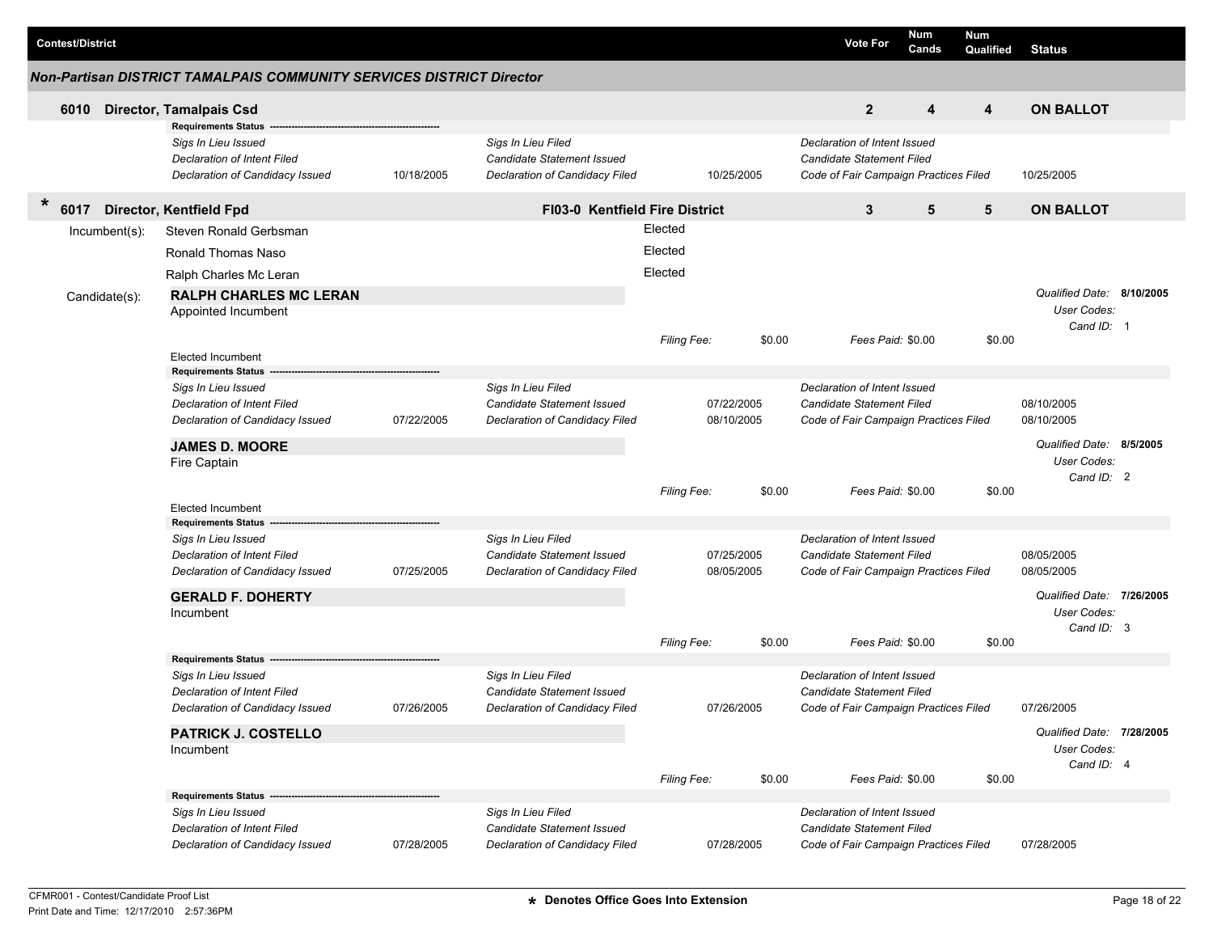| Contest/District | Vote For | Num Cands | Num Qualified | Status |
|---|---|---|---|---|

**Non-Partisan DISTRICT TAMALPAIS COMMUNITY SERVICES DISTRICT Director**

| 6010 Director, Tamalpais Csd | 2 | 4 | 4 | ON BALLOT |
|---|---|---|---|---|

**Requirements Status**

| | | | | | |
|---|---|---|---|---|---|
| *Sigs In Lieu Issued* | | *Sigs In Lieu Filed* | | *Declaration of Intent Issued* | |
| *Declaration of Intent Filed* | | *Candidate Statement Issued* | | *Candidate Statement Filed* | |
| *Declaration of Candidacy Issued* | 10/18/2005 | *Declaration of Candidacy Filed* | 10/25/2005 | *Code of Fair Campaign Practices Filed* | 10/25/2005 |

| * 6017 Director, Kentfield Fpd | FI03-0 Kentfield Fire District | 3 | 5 | 5 | ON BALLOT |
|---|---|---|---|---|---|

Incumbent(s):

| Incumbent | Status |
|---|---|
| Steven Ronald Gerbsman | Elected |
| Ronald Thomas Naso | Elected |
| Ralph Charles Mc Leran | Elected |

Candidate(s):

**RALPH CHARLES MC LERAN**
Appointed Incumbent

*Qualified Date:* **8/10/2005**
*User Codes:*
*Cand ID:* 1

*Filing Fee:* $0.00 *Fees Paid:* $0.00 $0.00

Elected Incumbent

**Requirements Status**

| | | | | | |
|---|---|---|---|---|---|
| *Sigs In Lieu Issued* | | *Sigs In Lieu Filed* | | *Declaration of Intent Issued* | |
| *Declaration of Intent Filed* | | *Candidate Statement Issued* | 07/22/2005 | *Candidate Statement Filed* | 08/10/2005 |
| *Declaration of Candidacy Issued* | 07/22/2005 | *Declaration of Candidacy Filed* | 08/10/2005 | *Code of Fair Campaign Practices Filed* | 08/10/2005 |

**JAMES D. MOORE**
Fire Captain

*Qualified Date:* **8/5/2005**
*User Codes:*
*Cand ID:* 2

*Filing Fee:* $0.00 *Fees Paid:* $0.00 $0.00

Elected Incumbent

**Requirements Status**

| | | | | | |
|---|---|---|---|---|---|
| *Sigs In Lieu Issued* | | *Sigs In Lieu Filed* | | *Declaration of Intent Issued* | |
| *Declaration of Intent Filed* | | *Candidate Statement Issued* | 07/25/2005 | *Candidate Statement Filed* | 08/05/2005 |
| *Declaration of Candidacy Issued* | 07/25/2005 | *Declaration of Candidacy Filed* | 08/05/2005 | *Code of Fair Campaign Practices Filed* | 08/05/2005 |

**GERALD F. DOHERTY**
Incumbent

*Qualified Date:* **7/26/2005**
*User Codes:*
*Cand ID:* 3

*Filing Fee:* $0.00 *Fees Paid:* $0.00 $0.00

**Requirements Status**

| | | | | | |
|---|---|---|---|---|---|
| *Sigs In Lieu Issued* | | *Sigs In Lieu Filed* | | *Declaration of Intent Issued* | |
| *Declaration of Intent Filed* | | *Candidate Statement Issued* | | *Candidate Statement Filed* | |
| *Declaration of Candidacy Issued* | 07/26/2005 | *Declaration of Candidacy Filed* | 07/26/2005 | *Code of Fair Campaign Practices Filed* | 07/26/2005 |

**PATRICK J. COSTELLO**
Incumbent

*Qualified Date:* **7/28/2005**
*User Codes:*
*Cand ID:* 4

*Filing Fee:* $0.00 *Fees Paid:* $0.00 $0.00

**Requirements Status**

| | | | | | |
|---|---|---|---|---|---|
| *Sigs In Lieu Issued* | | *Sigs In Lieu Filed* | | *Declaration of Intent Issued* | |
| *Declaration of Intent Filed* | | *Candidate Statement Issued* | | *Candidate Statement Filed* | |
| *Declaration of Candidacy Issued* | 07/28/2005 | *Declaration of Candidacy Filed* | 07/28/2005 | *Code of Fair Campaign Practices Filed* | 07/28/2005 |

CFMR001 - Contest/Candidate Proof List
Print Date and Time: 12/17/2010 2:57:36PM

* Denotes Office Goes Into Extension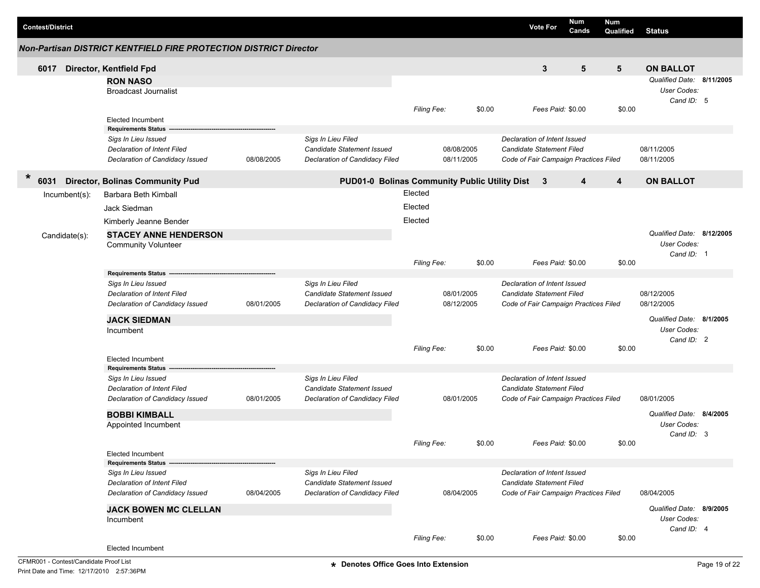| Contest/District | Vote For | Num Cands | Num Qualified | Status |
|---|---|---|---|---|

### Non-Partisan DISTRICT KENTFIELD FIRE PROTECTION DISTRICT Director

| 6017 Director, Kentfield Fpd | 3 | 5 | 5 | ON BALLOT |
|---|---|---|---|---|

**RON NASO**
Broadcast Journalist

*Qualified Date:* **8/11/2005**
*User Codes:*
*Cand ID:* 5

*Filing Fee:* $0.00 *Fees Paid:* $0.00 $0.00

Elected Incumbent

**Requirements Status**

| | | | | | |
|---|---|---|---|---|---|
| *Sigs In Lieu Issued* | | *Sigs In Lieu Filed* | | *Declaration of Intent Issued* | |
| *Declaration of Intent Filed* | | *Candidate Statement Issued* | 08/08/2005 | *Candidate Statement Filed* | 08/11/2005 |
| *Declaration of Candidacy Issued* | 08/08/2005 | *Declaration of Candidacy Filed* | 08/11/2005 | *Code of Fair Campaign Practices Filed* | 08/11/2005 |

| * 6031 Director, Bolinas Community Pud | PUD01-0 Bolinas Community Public Utility Dist | 3 | 4 | 4 | ON BALLOT |
|---|---|---|---|---|---|

Incumbent(s):

| | |
|---|---|
| Barbara Beth Kimball | Elected |
| Jack Siedman | Elected |
| Kimberly Jeanne Bender | Elected |

Candidate(s):

**STACEY ANNE HENDERSON**
Community Volunteer

*Qualified Date:* **8/12/2005**
*User Codes:*
*Cand ID:* 1

*Filing Fee:* $0.00 *Fees Paid:* $0.00 $0.00

**Requirements Status**

| | | | | | |
|---|---|---|---|---|---|
| *Sigs In Lieu Issued* | | *Sigs In Lieu Filed* | | *Declaration of Intent Issued* | |
| *Declaration of Intent Filed* | | *Candidate Statement Issued* | 08/01/2005 | *Candidate Statement Filed* | 08/12/2005 |
| *Declaration of Candidacy Issued* | 08/01/2005 | *Declaration of Candidacy Filed* | 08/12/2005 | *Code of Fair Campaign Practices Filed* | 08/12/2005 |

**JACK SIEDMAN**
Incumbent

*Qualified Date:* **8/1/2005**
*User Codes:*
*Cand ID:* 2

*Filing Fee:* $0.00 *Fees Paid:* $0.00 $0.00

Elected Incumbent

**Requirements Status**

| | | | | | |
|---|---|---|---|---|---|
| *Sigs In Lieu Issued* | | *Sigs In Lieu Filed* | | *Declaration of Intent Issued* | |
| *Declaration of Intent Filed* | | *Candidate Statement Issued* | | *Candidate Statement Filed* | |
| *Declaration of Candidacy Issued* | 08/01/2005 | *Declaration of Candidacy Filed* | 08/01/2005 | *Code of Fair Campaign Practices Filed* | 08/01/2005 |

**BOBBI KIMBALL**
Appointed Incumbent

*Qualified Date:* **8/4/2005**
*User Codes:*
*Cand ID:* 3

*Filing Fee:* $0.00 *Fees Paid:* $0.00 $0.00

Elected Incumbent

**Requirements Status**

| | | | | | |
|---|---|---|---|---|---|
| *Sigs In Lieu Issued* | | *Sigs In Lieu Filed* | | *Declaration of Intent Issued* | |
| *Declaration of Intent Filed* | | *Candidate Statement Issued* | | *Candidate Statement Filed* | |
| *Declaration of Candidacy Issued* | 08/04/2005 | *Declaration of Candidacy Filed* | 08/04/2005 | *Code of Fair Campaign Practices Filed* | 08/04/2005 |

**JACK BOWEN MC CLELLAN**
Incumbent

*Qualified Date:* **8/9/2005**
*User Codes:*
*Cand ID:* 4

*Filing Fee:* $0.00 *Fees Paid:* $0.00 $0.00

Elected Incumbent

CFMR001 - Contest/Candidate Proof List
Print Date and Time: 12/17/2010 2:57:36PM

\* Denotes Office Goes Into Extension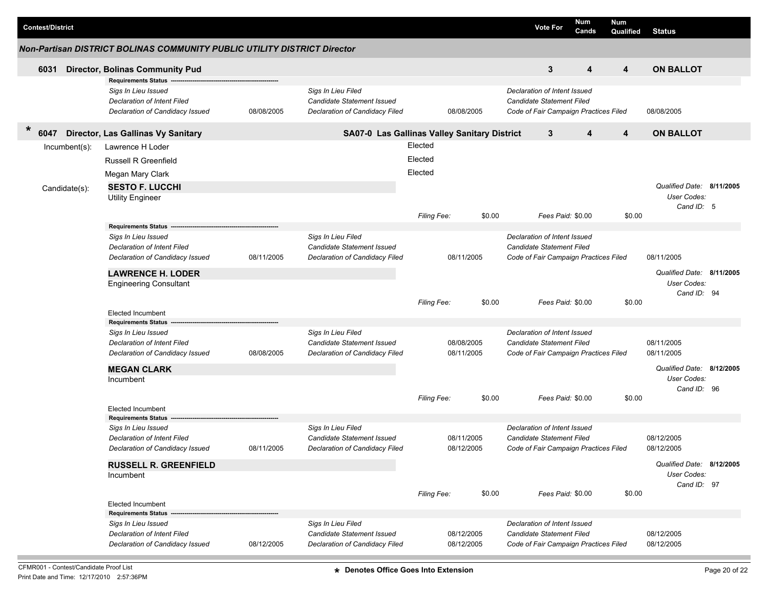| Contest/District | Vote For | Num Cands | Num Qualified | Status |
|---|---|---|---|---|

### *Non-Partisan DISTRICT BOLINAS COMMUNITY PUBLIC UTILITY DISTRICT Director*

**6031 Director, Bolinas Community Pud** — Vote For: **3** | Num Cands: **4** | Num Qualified: **4** | **ON BALLOT**

**Requirements Status**

| | | | | | |
|---|---|---|---|---|---|
| *Sigs In Lieu Issued* | | *Sigs In Lieu Filed* | | *Declaration of Intent Issued* | |
| *Declaration of Intent Filed* | | *Candidate Statement Issued* | | *Candidate Statement Filed* | |
| *Declaration of Candidacy Issued* | 08/08/2005 | *Declaration of Candidacy Filed* | 08/08/2005 | *Code of Fair Campaign Practices Filed* | 08/08/2005 |

**\* 6047 Director, Las Gallinas Vy Sanitary** — **SA07-0 Las Gallinas Valley Sanitary District** — Vote For: **3** | Num Cands: **4** | Num Qualified: **4** | **ON BALLOT**

Incumbent(s):

- Lawrence H Loder — Elected
- Russell R Greenfield — Elected
- Megan Mary Clark — Elected

Candidate(s):

**SESTO F. LUCCHI**
Utility Engineer

*Qualified Date:* **8/11/2005** *User Codes:* *Cand ID:* 5

*Filing Fee:* $0.00 *Fees Paid:* $0.00 $0.00

**Requirements Status**

| | | | | | |
|---|---|---|---|---|---|
| *Sigs In Lieu Issued* | | *Sigs In Lieu Filed* | | *Declaration of Intent Issued* | |
| *Declaration of Intent Filed* | | *Candidate Statement Issued* | | *Candidate Statement Filed* | |
| *Declaration of Candidacy Issued* | 08/11/2005 | *Declaration of Candidacy Filed* | 08/11/2005 | *Code of Fair Campaign Practices Filed* | 08/11/2005 |

**LAWRENCE H. LODER**
Engineering Consultant

*Qualified Date:* **8/11/2005** *User Codes:* *Cand ID:* 94

*Filing Fee:* $0.00 *Fees Paid:* $0.00 $0.00

Elected Incumbent

**Requirements Status**

| | | | | | |
|---|---|---|---|---|---|
| *Sigs In Lieu Issued* | | *Sigs In Lieu Filed* | | *Declaration of Intent Issued* | |
| *Declaration of Intent Filed* | | *Candidate Statement Issued* | 08/08/2005 | *Candidate Statement Filed* | 08/11/2005 |
| *Declaration of Candidacy Issued* | 08/08/2005 | *Declaration of Candidacy Filed* | 08/11/2005 | *Code of Fair Campaign Practices Filed* | 08/11/2005 |

**MEGAN CLARK**
Incumbent

*Qualified Date:* **8/12/2005** *User Codes:* *Cand ID:* 96

*Filing Fee:* $0.00 *Fees Paid:* $0.00 $0.00

Elected Incumbent

**Requirements Status**

| | | | | | |
|---|---|---|---|---|---|
| *Sigs In Lieu Issued* | | *Sigs In Lieu Filed* | | *Declaration of Intent Issued* | |
| *Declaration of Intent Filed* | | *Candidate Statement Issued* | 08/11/2005 | *Candidate Statement Filed* | 08/12/2005 |
| *Declaration of Candidacy Issued* | 08/11/2005 | *Declaration of Candidacy Filed* | 08/12/2005 | *Code of Fair Campaign Practices Filed* | 08/12/2005 |

**RUSSELL R. GREENFIELD**
Incumbent

*Qualified Date:* **8/12/2005** *User Codes:* *Cand ID:* 97

*Filing Fee:* $0.00 *Fees Paid:* $0.00 $0.00

Elected Incumbent

**Requirements Status**

| | | | | | |
|---|---|---|---|---|---|
| *Sigs In Lieu Issued* | | *Sigs In Lieu Filed* | | *Declaration of Intent Issued* | |
| *Declaration of Intent Filed* | | *Candidate Statement Issued* | 08/12/2005 | *Candidate Statement Filed* | 08/12/2005 |
| *Declaration of Candidacy Issued* | 08/12/2005 | *Declaration of Candidacy Filed* | 08/12/2005 | *Code of Fair Campaign Practices Filed* | 08/12/2005 |

CFMR001 - Contest/Candidate Proof List
Print Date and Time: 12/17/2010 2:57:36PM

**\* Denotes Office Goes Into Extension**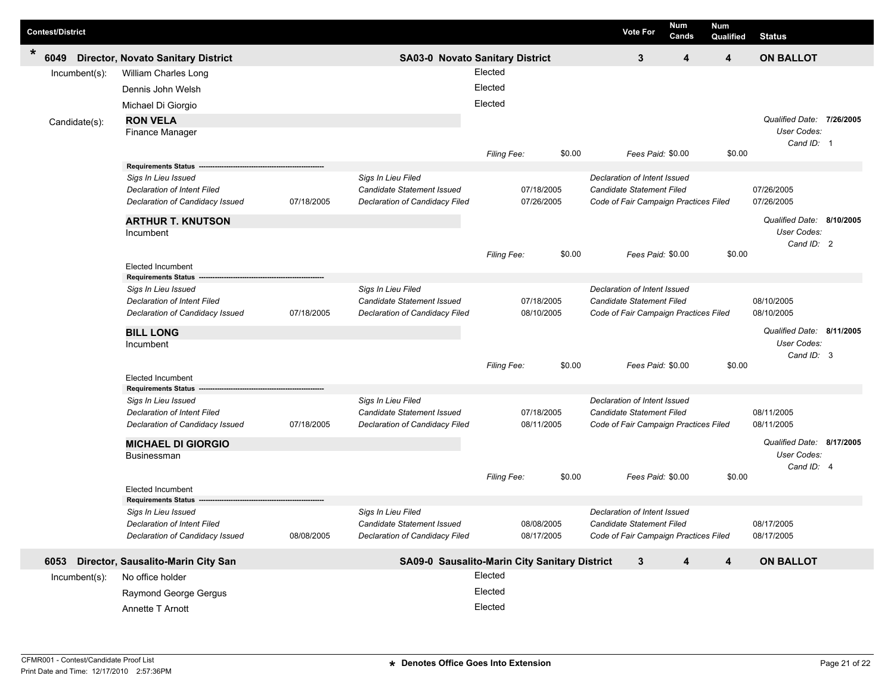| Contest/District | | | Vote For | Num Cands | Num Qualified | Status |
|---|---|---|---|---|---|---|
| * 6049 | Director, Novato Sanitary District | SA03-0 Novato Sanitary District | 3 | 4 | 4 | ON BALLOT |

Incumbent(s):
- William Charles Long — Elected
- Dennis John Welsh — Elected
- Michael Di Giorgio — Elected

Candidate(s):

**RON VELA**
Finance Manager

*Qualified Date:* **7/26/2005**
*User Codes:*
*Cand ID:* 1

*Filing Fee:* $0.00 *Fees Paid:* $0.00 $0.00

**Requirements Status**

| | | | | | |
|---|---|---|---|---|---|
| *Sigs In Lieu Issued* | | *Sigs In Lieu Filed* | | *Declaration of Intent Issued* | |
| *Declaration of Intent Filed* | | *Candidate Statement Issued* | 07/18/2005 | *Candidate Statement Filed* | 07/26/2005 |
| *Declaration of Candidacy Issued* | 07/18/2005 | *Declaration of Candidacy Filed* | 07/26/2005 | *Code of Fair Campaign Practices Filed* | 07/26/2005 |

**ARTHUR T. KNUTSON**
Incumbent

*Qualified Date:* **8/10/2005**
*User Codes:*
*Cand ID:* 2

*Filing Fee:* $0.00 *Fees Paid:* $0.00 $0.00

Elected Incumbent

**Requirements Status**

| | | | | | |
|---|---|---|---|---|---|
| *Sigs In Lieu Issued* | | *Sigs In Lieu Filed* | | *Declaration of Intent Issued* | |
| *Declaration of Intent Filed* | | *Candidate Statement Issued* | 07/18/2005 | *Candidate Statement Filed* | 08/10/2005 |
| *Declaration of Candidacy Issued* | 07/18/2005 | *Declaration of Candidacy Filed* | 08/10/2005 | *Code of Fair Campaign Practices Filed* | 08/10/2005 |

**BILL LONG**
Incumbent

*Qualified Date:* **8/11/2005**
*User Codes:*
*Cand ID:* 3

*Filing Fee:* $0.00 *Fees Paid:* $0.00 $0.00

Elected Incumbent

**Requirements Status**

| | | | | | |
|---|---|---|---|---|---|
| *Sigs In Lieu Issued* | | *Sigs In Lieu Filed* | | *Declaration of Intent Issued* | |
| *Declaration of Intent Filed* | | *Candidate Statement Issued* | 07/18/2005 | *Candidate Statement Filed* | 08/11/2005 |
| *Declaration of Candidacy Issued* | 07/18/2005 | *Declaration of Candidacy Filed* | 08/11/2005 | *Code of Fair Campaign Practices Filed* | 08/11/2005 |

**MICHAEL DI GIORGIO**
Businessman

*Qualified Date:* **8/17/2005**
*User Codes:*
*Cand ID:* 4

*Filing Fee:* $0.00 *Fees Paid:* $0.00 $0.00

Elected Incumbent

**Requirements Status**

| | | | | | |
|---|---|---|---|---|---|
| *Sigs In Lieu Issued* | | *Sigs In Lieu Filed* | | *Declaration of Intent Issued* | |
| *Declaration of Intent Filed* | | *Candidate Statement Issued* | 08/08/2005 | *Candidate Statement Filed* | 08/17/2005 |
| *Declaration of Candidacy Issued* | 08/08/2005 | *Declaration of Candidacy Filed* | 08/17/2005 | *Code of Fair Campaign Practices Filed* | 08/17/2005 |

| Contest/District | | | Vote For | Num Cands | Num Qualified | Status |
|---|---|---|---|---|---|---|
| 6053 | Director, Sausalito-Marin City San | SA09-0 Sausalito-Marin City Sanitary District | 3 | 4 | 4 | ON BALLOT |

Incumbent(s):
- No office holder — Elected
- Raymond George Gergus — Elected
- Annette T Arnott — Elected

CFMR001 - Contest/Candidate Proof List
Print Date and Time: 12/17/2010 2:57:36PM

* Denotes Office Goes Into Extension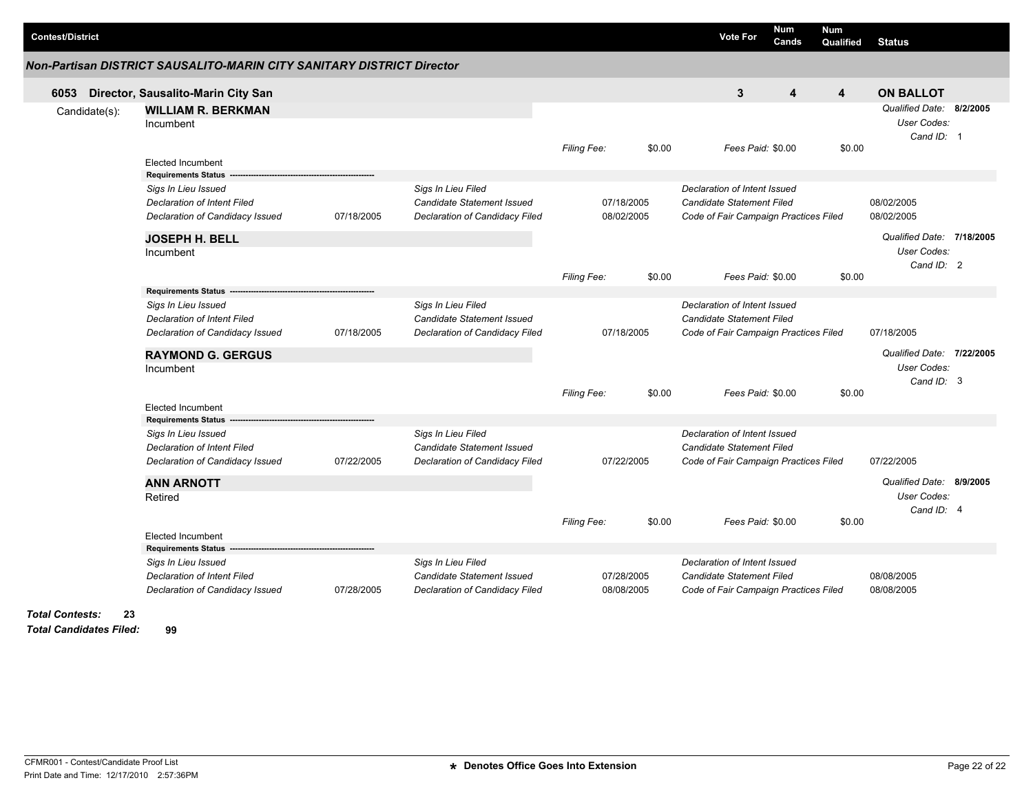| Contest/District | Vote For | Num Cands | Num Qualified | Status |
|---|---|---|---|---|

### Non-Partisan DISTRICT SAUSALITO-MARIN CITY SANITARY DISTRICT Director

| | Vote For | Num Cands | Num Qualified | Status |
|---|---|---|---|---|
| **6053 Director, Sausalito-Marin City San** | **3** | **4** | **4** | **ON BALLOT** |

Candidate(s):

**WILLIAM R. BERKMAN**
Incumbent

*Qualified Date:* **8/2/2005**
*User Codes:*
*Cand ID:* 1

*Filing Fee:* $0.00 *Fees Paid:* $0.00 $0.00

Elected Incumbent

**Requirements Status**

| | | | | | |
|---|---|---|---|---|---|
| *Sigs In Lieu Issued* | | *Sigs In Lieu Filed* | | *Declaration of Intent Issued* | |
| *Declaration of Intent Filed* | | *Candidate Statement Issued* | 07/18/2005 | *Candidate Statement Filed* | 08/02/2005 |
| *Declaration of Candidacy Issued* | 07/18/2005 | *Declaration of Candidacy Filed* | 08/02/2005 | *Code of Fair Campaign Practices Filed* | 08/02/2005 |

**JOSEPH H. BELL**
Incumbent

*Qualified Date:* **7/18/2005**
*User Codes:*
*Cand ID:* 2

*Filing Fee:* $0.00 *Fees Paid:* $0.00 $0.00

**Requirements Status**

| | | | | | |
|---|---|---|---|---|---|
| *Sigs In Lieu Issued* | | *Sigs In Lieu Filed* | | *Declaration of Intent Issued* | |
| *Declaration of Intent Filed* | | *Candidate Statement Issued* | | *Candidate Statement Filed* | |
| *Declaration of Candidacy Issued* | 07/18/2005 | *Declaration of Candidacy Filed* | 07/18/2005 | *Code of Fair Campaign Practices Filed* | 07/18/2005 |

**RAYMOND G. GERGUS**
Incumbent

*Qualified Date:* **7/22/2005**
*User Codes:*
*Cand ID:* 3

*Filing Fee:* $0.00 *Fees Paid:* $0.00 $0.00

Elected Incumbent

**Requirements Status**

| | | | | | |
|---|---|---|---|---|---|
| *Sigs In Lieu Issued* | | *Sigs In Lieu Filed* | | *Declaration of Intent Issued* | |
| *Declaration of Intent Filed* | | *Candidate Statement Issued* | | *Candidate Statement Filed* | |
| *Declaration of Candidacy Issued* | 07/22/2005 | *Declaration of Candidacy Filed* | 07/22/2005 | *Code of Fair Campaign Practices Filed* | 07/22/2005 |

**ANN ARNOTT**
Retired

*Qualified Date:* **8/9/2005**
*User Codes:*
*Cand ID:* 4

*Filing Fee:* $0.00 *Fees Paid:* $0.00 $0.00

Elected Incumbent

**Requirements Status**

| | | | | | |
|---|---|---|---|---|---|
| *Sigs In Lieu Issued* | | *Sigs In Lieu Filed* | | *Declaration of Intent Issued* | |
| *Declaration of Intent Filed* | | *Candidate Statement Issued* | 07/28/2005 | *Candidate Statement Filed* | 08/08/2005 |
| *Declaration of Candidacy Issued* | 07/28/2005 | *Declaration of Candidacy Filed* | 08/08/2005 | *Code of Fair Campaign Practices Filed* | 08/08/2005 |

***Total Contests:*** **23**
***Total Candidates Filed:*** **99**

CFMR001 - Contest/Candidate Proof List
Print Date and Time: 12/17/2010 2:57:36PM

**\* Denotes Office Goes Into Extension**